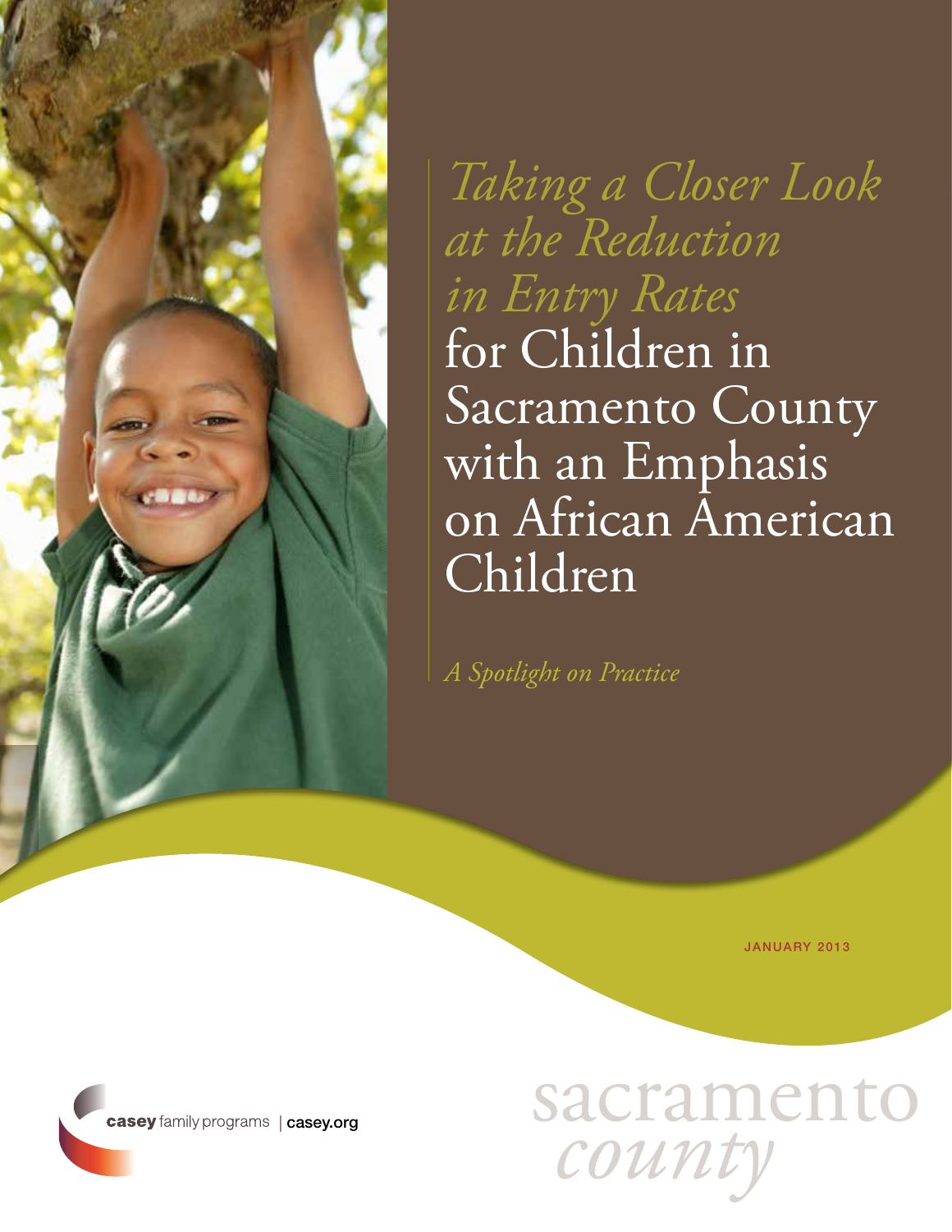# *Taking a Closer Look at the Reduction in Entry Rates* for Children in Sacramento County with an Emphasis on African American Children

*A Spotlight on Practice*

JANUARY 2013

casey family programs | casey.org

sacramento *county*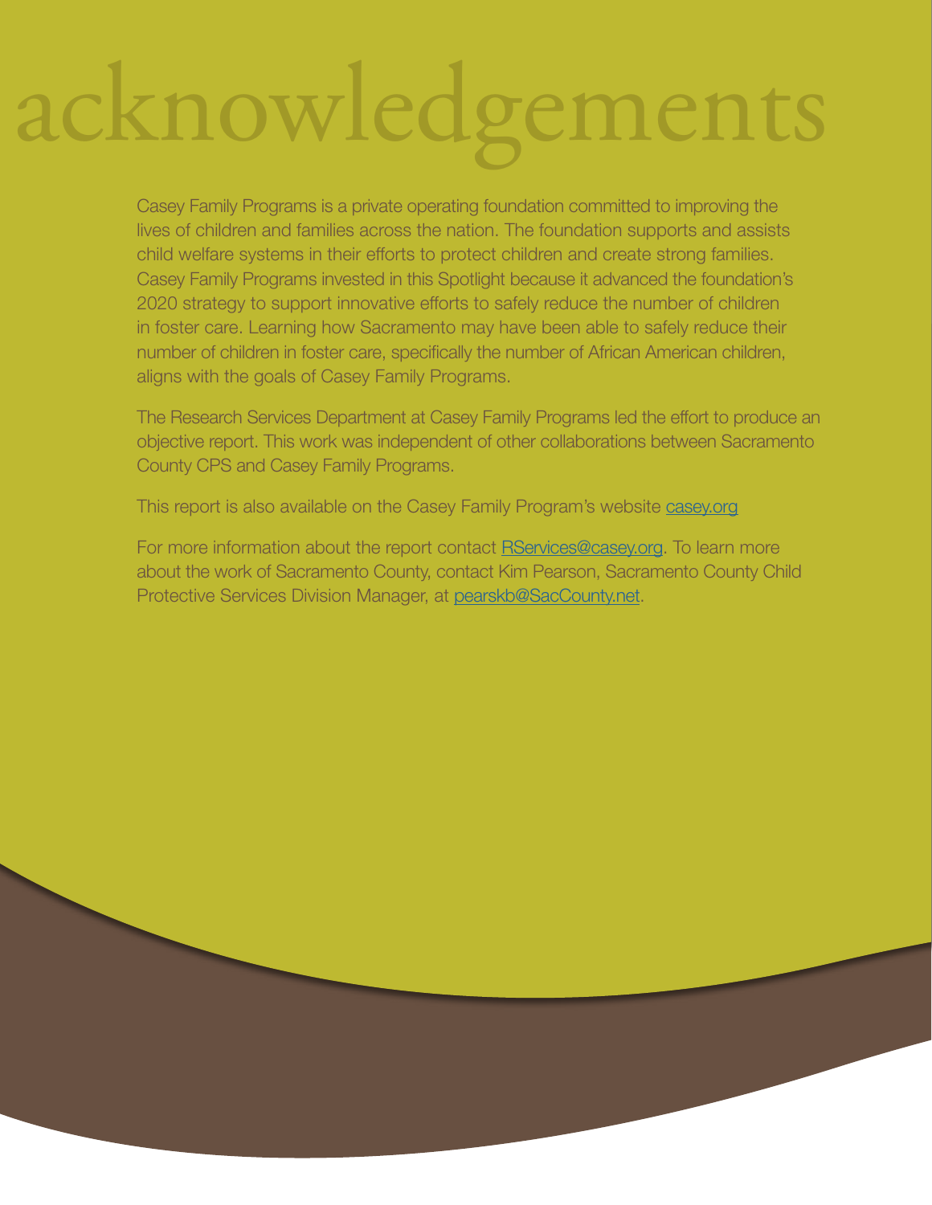# acknowledgements

Casey Family Programs is a private operating foundation committed to improving the lives of children and families across the nation. The foundation supports and assists child welfare systems in their efforts to protect children and create strong families. Casey Family Programs invested in this Spotlight because it advanced the foundation's 2020 strategy to support innovative efforts to safely reduce the number of children in foster care. Learning how Sacramento may have been able to safely reduce their number of children in foster care, specifically the number of African American children, aligns with the goals of Casey Family Programs.

The Research Services Department at Casey Family Programs led the effort to produce an objective report. This work was independent of other collaborations between Sacramento County CPS and Casey Family Programs.

This report is also available on the Casey Family Program's website casey.org

For more information about the report contact RServices@casey.org. To learn more about the work of Sacramento County, contact Kim Pearson, Sacramento County Child Protective Services Division Manager, at pearskb@SacCounty.net.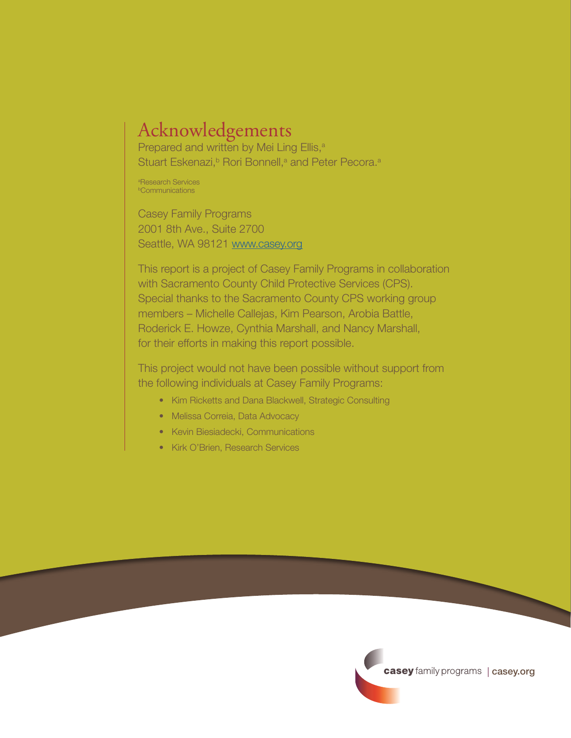# Acknowledgements

Prepared and written by Mei Ling Ellis,[a] Stuart Eskenazi,[b] Rori Bonnell,[a] and Peter Pecora.[a]

[a]Research Services
[b]Communications

Casey Family Programs
2001 8th Ave., Suite 2700
Seattle, WA 98121 www.casey.org

This report is a project of Casey Family Programs in collaboration with Sacramento County Child Protective Services (CPS). Special thanks to the Sacramento County CPS working group members – Michelle Callejas, Kim Pearson, Arobia Battle, Roderick E. Howze, Cynthia Marshall, and Nancy Marshall, for their efforts in making this report possible.

This project would not have been possible without support from the following individuals at Casey Family Programs:

- Kim Ricketts and Dana Blackwell, Strategic Consulting
- Melissa Correia, Data Advocacy
- Kevin Biesiadecki, Communications
- Kirk O'Brien, Research Services

casey family programs | casey.org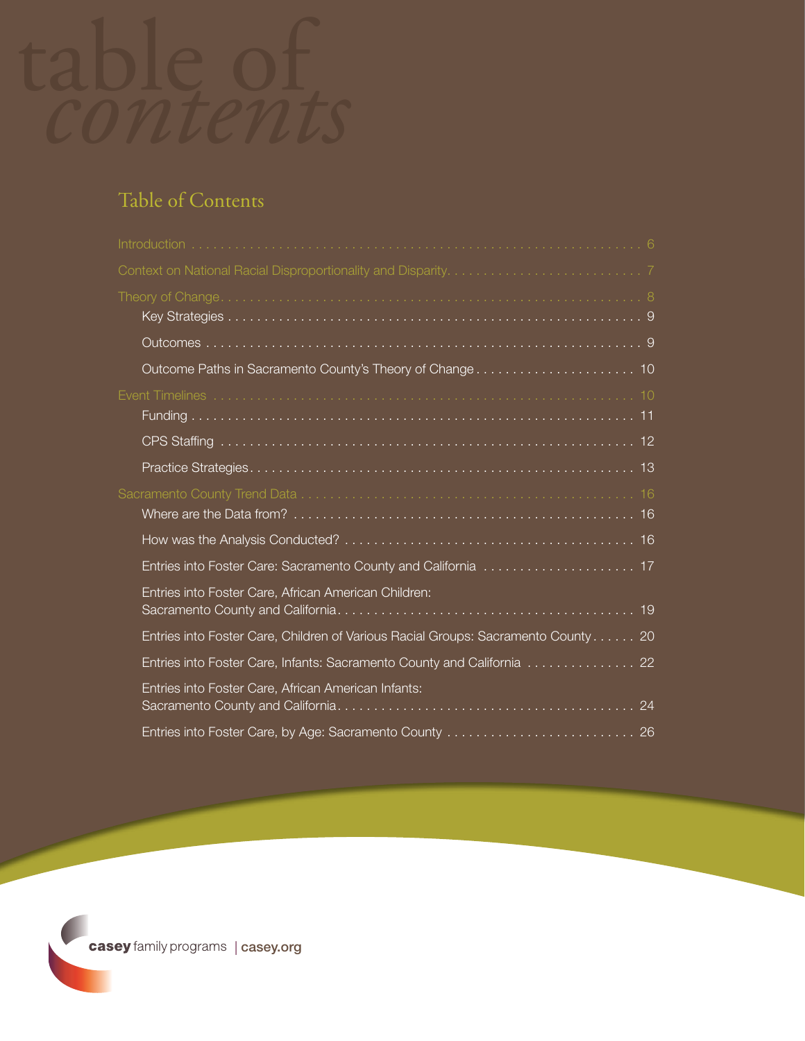# table of *contents*

## Table of Contents

- Introduction . . . . . 6
- Context on National Racial Disproportionality and Disparity . . . . . 7
- Theory of Change . . . . . 8
  - Key Strategies . . . . . 9
  - Outcomes . . . . . 9
  - Outcome Paths in Sacramento County's Theory of Change . . . . . 10
- Event Timelines . . . . . 10
  - Funding . . . . . 11
  - CPS Staffing . . . . . 12
  - Practice Strategies . . . . . 13
- Sacramento County Trend Data . . . . . 16
  - Where are the Data from? . . . . . 16
  - How was the Analysis Conducted? . . . . . 16
  - Entries into Foster Care: Sacramento County and California . . . . . 17
  - Entries into Foster Care, African American Children: Sacramento County and California . . . . . 19
  - Entries into Foster Care, Children of Various Racial Groups: Sacramento County . . . . . 20
  - Entries into Foster Care, Infants: Sacramento County and California . . . . . 22
  - Entries into Foster Care, African American Infants: Sacramento County and California . . . . . 24
  - Entries into Foster Care, by Age: Sacramento County . . . . . 26

**casey** family programs | **casey.org**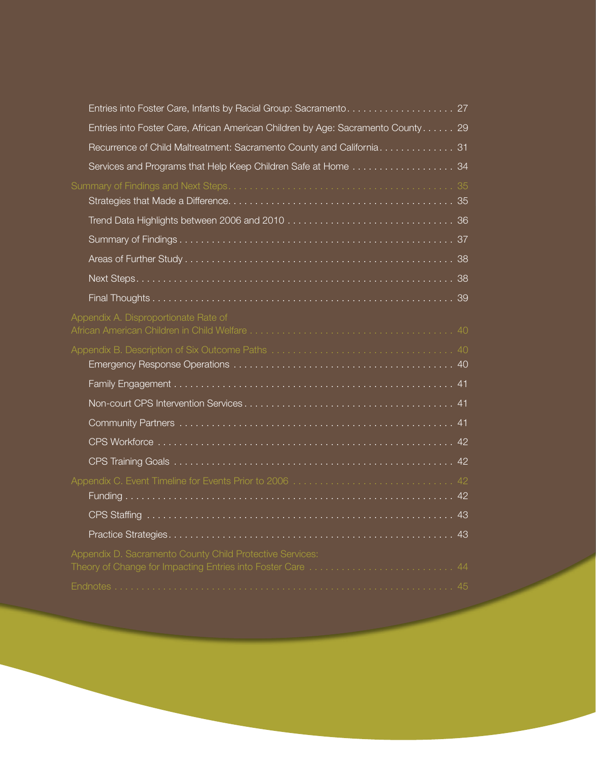- Entries into Foster Care, Infants by Racial Group: Sacramento . . . . . . . . . . . . . . . . . . . . 27
- Entries into Foster Care, African American Children by Age: Sacramento County . . . . . . 29
- Recurrence of Child Maltreatment: Sacramento County and California . . . . . . . . . . . . . . 31
- Services and Programs that Help Keep Children Safe at Home . . . . . . . . . . . . . . . . . . . 34

Summary of Findings and Next Steps . . . . . . . . . . . . . . . . . . . . . . . . . . . . . . . . . . . . . . . . . . 35

- Strategies that Made a Difference . . . . . . . . . . . . . . . . . . . . . . . . . . . . . . . . . . . . . . . . . 35
- Trend Data Highlights between 2006 and 2010 . . . . . . . . . . . . . . . . . . . . . . . . . . . . . . . 36
- Summary of Findings . . . . . . . . . . . . . . . . . . . . . . . . . . . . . . . . . . . . . . . . . . . . . . . . . . . 37
- Areas of Further Study . . . . . . . . . . . . . . . . . . . . . . . . . . . . . . . . . . . . . . . . . . . . . . . . . . 38
- Next Steps . . . . . . . . . . . . . . . . . . . . . . . . . . . . . . . . . . . . . . . . . . . . . . . . . . . . . . . . . . . . 38
- Final Thoughts . . . . . . . . . . . . . . . . . . . . . . . . . . . . . . . . . . . . . . . . . . . . . . . . . . . . . . . . 39

Appendix A. Disproportionate Rate of African American Children in Child Welfare . . . . . . . . . . . . . . . . . . . . . . . . . . . . . . . . . . . . . . 40

Appendix B. Description of Six Outcome Paths . . . . . . . . . . . . . . . . . . . . . . . . . . . . . . . . . . 40

- Emergency Response Operations . . . . . . . . . . . . . . . . . . . . . . . . . . . . . . . . . . . . . . . . . 40
- Family Engagement . . . . . . . . . . . . . . . . . . . . . . . . . . . . . . . . . . . . . . . . . . . . . . . . . . . . 41
- Non-court CPS Intervention Services . . . . . . . . . . . . . . . . . . . . . . . . . . . . . . . . . . . . . . . 41
- Community Partners . . . . . . . . . . . . . . . . . . . . . . . . . . . . . . . . . . . . . . . . . . . . . . . . . . . 41
- CPS Workforce . . . . . . . . . . . . . . . . . . . . . . . . . . . . . . . . . . . . . . . . . . . . . . . . . . . . . . . . 42
- CPS Training Goals . . . . . . . . . . . . . . . . . . . . . . . . . . . . . . . . . . . . . . . . . . . . . . . . . . . . . 42

Appendix C. Event Timeline for Events Prior to 2006 . . . . . . . . . . . . . . . . . . . . . . . . . . . . . . 42

- Funding . . . . . . . . . . . . . . . . . . . . . . . . . . . . . . . . . . . . . . . . . . . . . . . . . . . . . . . . . . . . . . 42
- CPS Staffing . . . . . . . . . . . . . . . . . . . . . . . . . . . . . . . . . . . . . . . . . . . . . . . . . . . . . . . . . . 43
- Practice Strategies . . . . . . . . . . . . . . . . . . . . . . . . . . . . . . . . . . . . . . . . . . . . . . . . . . . . . 43

Appendix D. Sacramento County Child Protective Services: Theory of Change for Impacting Entries into Foster Care . . . . . . . . . . . . . . . . . . . . . . . . . . . 44

Endnotes . . . . . . . . . . . . . . . . . . . . . . . . . . . . . . . . . . . . . . . . . . . . . . . . . . . . . . . . . . . . . . . . . 45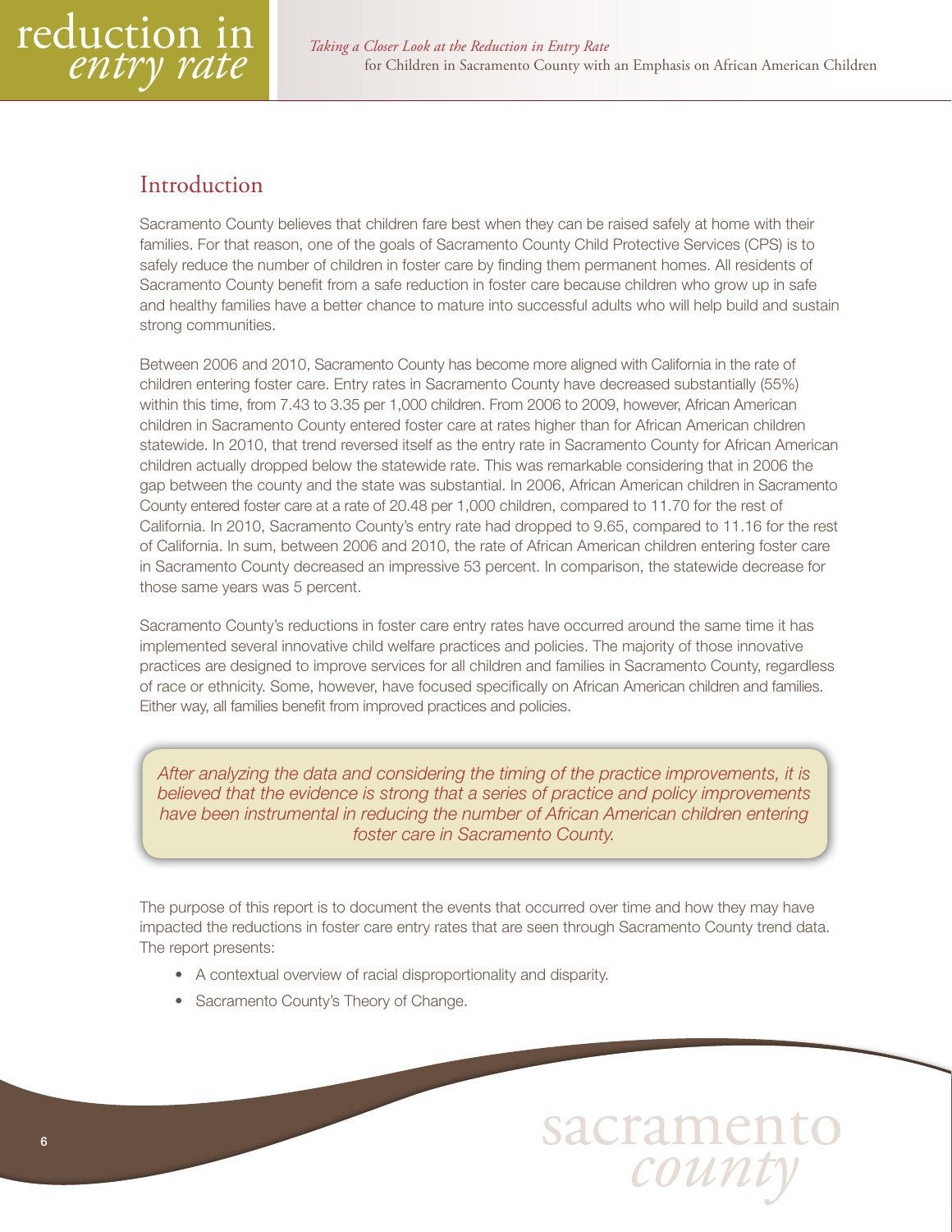## Introduction

Sacramento County believes that children fare best when they can be raised safely at home with their families. For that reason, one of the goals of Sacramento County Child Protective Services (CPS) is to safely reduce the number of children in foster care by finding them permanent homes. All residents of Sacramento County benefit from a safe reduction in foster care because children who grow up in safe and healthy families have a better chance to mature into successful adults who will help build and sustain strong communities.

Between 2006 and 2010, Sacramento County has become more aligned with California in the rate of children entering foster care. Entry rates in Sacramento County have decreased substantially (55%) within this time, from 7.43 to 3.35 per 1,000 children. From 2006 to 2009, however, African American children in Sacramento County entered foster care at rates higher than for African American children statewide. In 2010, that trend reversed itself as the entry rate in Sacramento County for African American children actually dropped below the statewide rate. This was remarkable considering that in 2006 the gap between the county and the state was substantial. In 2006, African American children in Sacramento County entered foster care at a rate of 20.48 per 1,000 children, compared to 11.70 for the rest of California. In 2010, Sacramento County's entry rate had dropped to 9.65, compared to 11.16 for the rest of California. In sum, between 2006 and 2010, the rate of African American children entering foster care in Sacramento County decreased an impressive 53 percent. In comparison, the statewide decrease for those same years was 5 percent.

Sacramento County's reductions in foster care entry rates have occurred around the same time it has implemented several innovative child welfare practices and policies. The majority of those innovative practices are designed to improve services for all children and families in Sacramento County, regardless of race or ethnicity. Some, however, have focused specifically on African American children and families. Either way, all families benefit from improved practices and policies.

> *After analyzing the data and considering the timing of the practice improvements, it is believed that the evidence is strong that a series of practice and policy improvements have been instrumental in reducing the number of African American children entering foster care in Sacramento County.*

The purpose of this report is to document the events that occurred over time and how they may have impacted the reductions in foster care entry rates that are seen through Sacramento County trend data. The report presents:

- A contextual overview of racial disproportionality and disparity.
- Sacramento County's Theory of Change.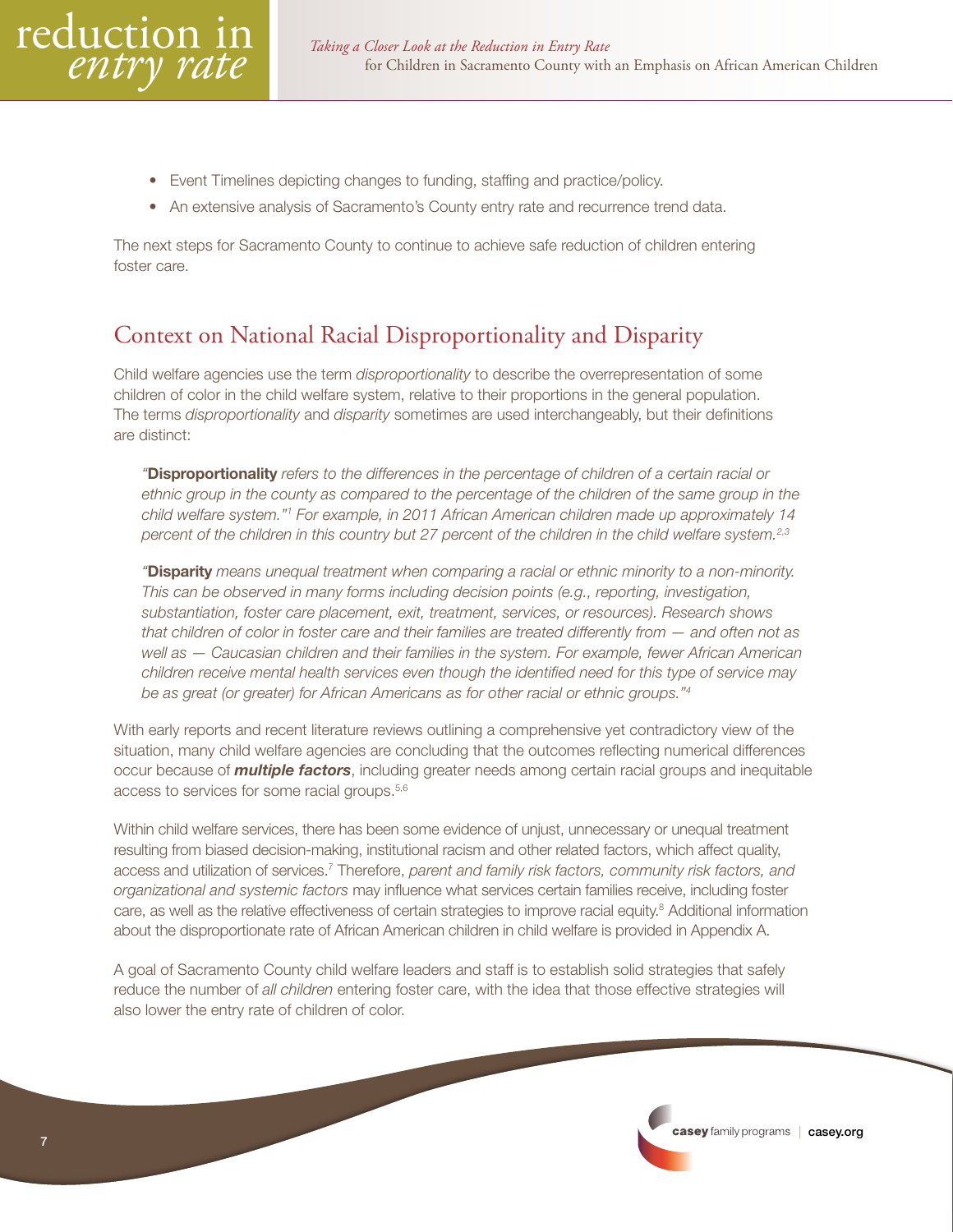- Event Timelines depicting changes to funding, staffing and practice/policy.
- An extensive analysis of Sacramento's County entry rate and recurrence trend data.

The next steps for Sacramento County to continue to achieve safe reduction of children entering foster care.

## Context on National Racial Disproportionality and Disparity

Child welfare agencies use the term *disproportionality* to describe the overrepresentation of some children of color in the child welfare system, relative to their proportions in the general population. The terms *disproportionality* and *disparity* sometimes are used interchangeably, but their definitions are distinct:

> *"**Disproportionality** refers to the differences in the percentage of children of a certain racial or ethnic group in the county as compared to the percentage of the children of the same group in the child welfare system."[1] For example, in 2011 African American children made up approximately 14 percent of the children in this country but 27 percent of the children in the child welfare system.[2,3]*

> *"**Disparity** means unequal treatment when comparing a racial or ethnic minority to a non-minority. This can be observed in many forms including decision points (e.g., reporting, investigation, substantiation, foster care placement, exit, treatment, services, or resources). Research shows that children of color in foster care and their families are treated differently from — and often not as well as — Caucasian children and their families in the system. For example, fewer African American children receive mental health services even though the identified need for this type of service may be as great (or greater) for African Americans as for other racial or ethnic groups."[4]*

With early reports and recent literature reviews outlining a comprehensive yet contradictory view of the situation, many child welfare agencies are concluding that the outcomes reflecting numerical differences occur because of ***multiple factors***, including greater needs among certain racial groups and inequitable access to services for some racial groups.[5,6]

Within child welfare services, there has been some evidence of unjust, unnecessary or unequal treatment resulting from biased decision-making, institutional racism and other related factors, which affect quality, access and utilization of services.[7] Therefore, *parent and family risk factors, community risk factors, and organizational and systemic factors* may influence what services certain families receive, including foster care, as well as the relative effectiveness of certain strategies to improve racial equity.[8] Additional information about the disproportionate rate of African American children in child welfare is provided in Appendix A.

A goal of Sacramento County child welfare leaders and staff is to establish solid strategies that safely reduce the number of *all children* entering foster care, with the idea that those effective strategies will also lower the entry rate of children of color.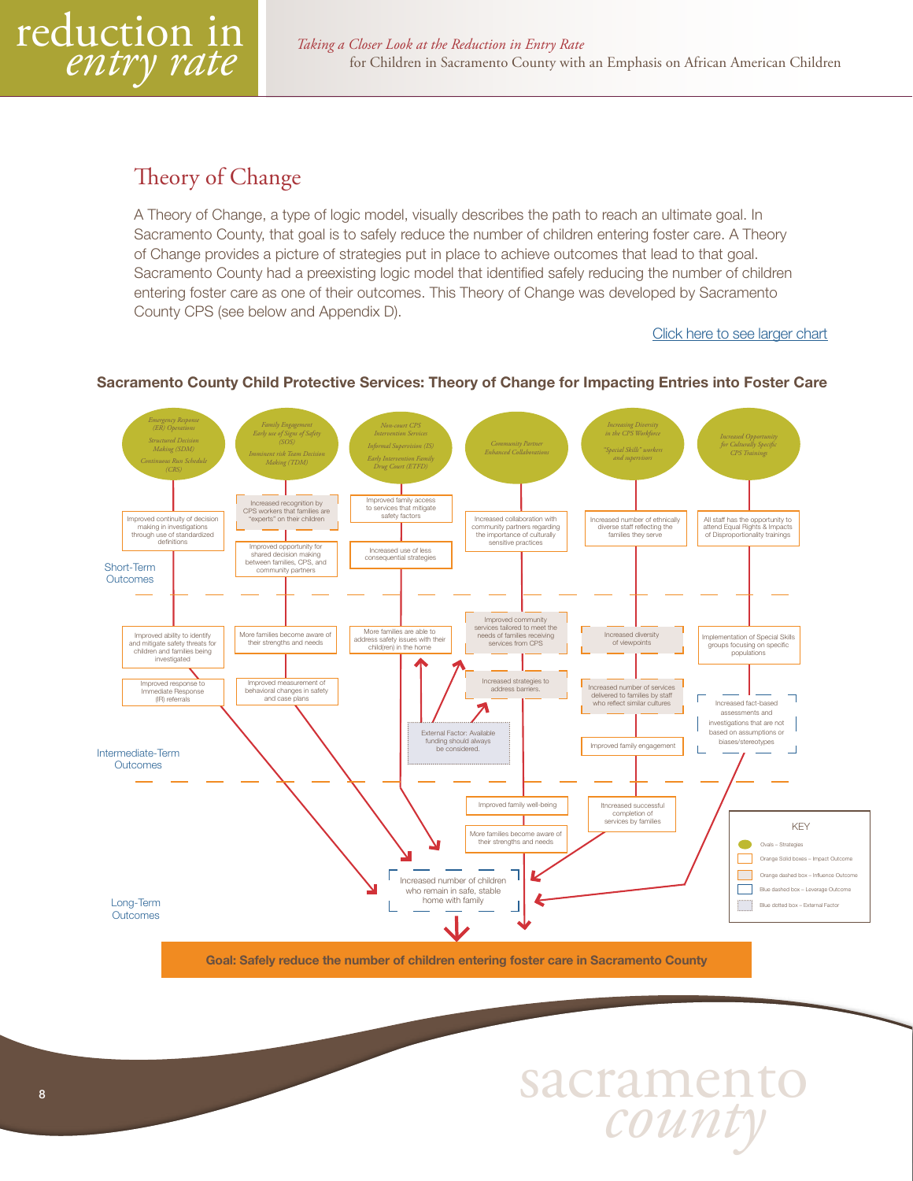## Theory of Change

A Theory of Change, a type of logic model, visually describes the path to reach an ultimate goal. In Sacramento County, that goal is to safely reduce the number of children entering foster care. A Theory of Change provides a picture of strategies put in place to achieve outcomes that lead to that goal. Sacramento County had a preexisting logic model that identified safely reducing the number of children entering foster care as one of their outcomes. This Theory of Change was developed by Sacramento County CPS (see below and Appendix D).

Click here to see larger chart

**Sacramento County Child Protective Services: Theory of Change for Impacting Entries into Foster Care**

**Strategies:**

- *Emergency Response (ER) Operations; Structured Decision Making (SDM); Continuous Run Schedule (CRS)*
- *Family Engagement; Early use of Signs of Safety (SOS); Imminent risk Team Decision Making (TDM)*
- *Non-court CPS Intervention Services; Informal Supervision (IS); Early Intervention Family Drug Court (ETFD)*
- *Community Partner Enhanced Collaborations*
- *Increasing Diversity in the CPS Workforce; "Special Skills" workers and supervisors*
- *Increased Opportunity for Culturally Specific CPS Trainings*

**Short-Term Outcomes**

- Improved continuity of decision making in investigations through use of standardized definitions
- Increased recognition by CPS workers that families are "experts" on their children
- Improved opportunity for shared decision making between families, CPS, and community partners
- Improved family access to services that mitigate safety factors
- Increased use of less consequential strategies
- Increased collaboration with community partners regarding the importance of culturally sensitive practices
- Increased number of ethnically diverse staff reflecting the families they serve
- All staff has the opportunity to attend Equal Rights & Impacts of Disproportionality trainings

**Intermediate-Term Outcomes**

- Improved ability to identify and mitigate safety threats for children and families being investigated
- Improved response to Immediate Response (IR) referrals
- More families become aware of their strengths and needs
- Improved measurement of behavioral changes in safety and case plans
- More families are able to address safety issues with their child(ren) in the home
- Improved community services tailored to meet the needs of families receiving services from CPS
- Increased strategies to address barriers.
- External Factor: Available funding should always be considered.
- Increased diversity of viewpoints
- Increased number of services delivered to families by staff who reflect similar cultures
- Improved family engagement
- Implementation of Special Skills groups focusing on specific populations
- Increased fact-based assessments and investigations that are not based on assumptions or biases/stereotypes

**Long-Term Outcomes**

- Improved family well-being
- More families become aware of their strengths and needs
- Itncreased successful completion of services by families
- Increased number of children who remain in safe, stable home with family

**Goal: Safely reduce the number of children entering foster care in Sacramento County**

**KEY**

- Ovals – Strategies
- Orange Solid boxes – Impact Outcome
- Orange dashed box – Influence Outcome
- Blue dashed box – Leverage Outcome
- Blue dotted box – External Factor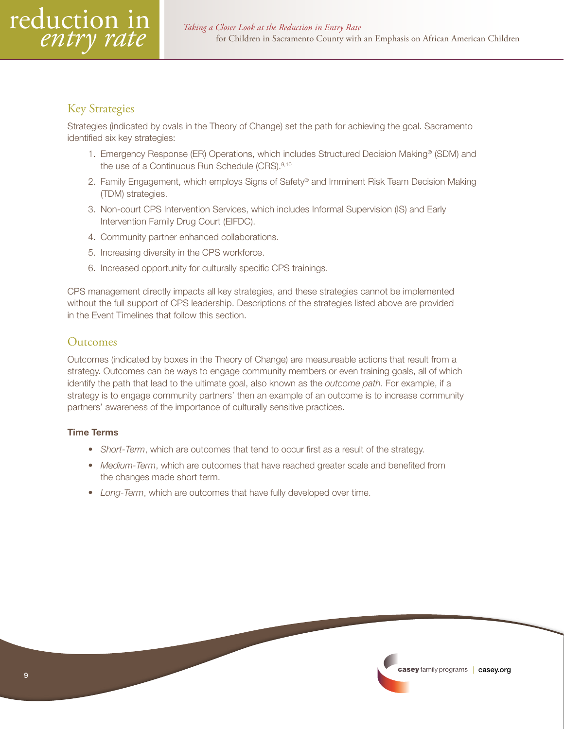## Key Strategies

Strategies (indicated by ovals in the Theory of Change) set the path for achieving the goal. Sacramento identified six key strategies:

1. Emergency Response (ER) Operations, which includes Structured Decision Making® (SDM) and the use of a Continuous Run Schedule (CRS).[9,10]
2. Family Engagement, which employs Signs of Safety® and Imminent Risk Team Decision Making (TDM) strategies.
3. Non-court CPS Intervention Services, which includes Informal Supervision (IS) and Early Intervention Family Drug Court (EIFDC).
4. Community partner enhanced collaborations.
5. Increasing diversity in the CPS workforce.
6. Increased opportunity for culturally specific CPS trainings.

CPS management directly impacts all key strategies, and these strategies cannot be implemented without the full support of CPS leadership. Descriptions of the strategies listed above are provided in the Event Timelines that follow this section.

## Outcomes

Outcomes (indicated by boxes in the Theory of Change) are measureable actions that result from a strategy. Outcomes can be ways to engage community members or even training goals, all of which identify the path that lead to the ultimate goal, also known as the *outcome path*. For example, if a strategy is to engage community partners' then an example of an outcome is to increase community partners' awareness of the importance of culturally sensitive practices.

**Time Terms**

- *Short-Term*, which are outcomes that tend to occur first as a result of the strategy.
- *Medium-Term*, which are outcomes that have reached greater scale and benefited from the changes made short term.
- *Long-Term*, which are outcomes that have fully developed over time.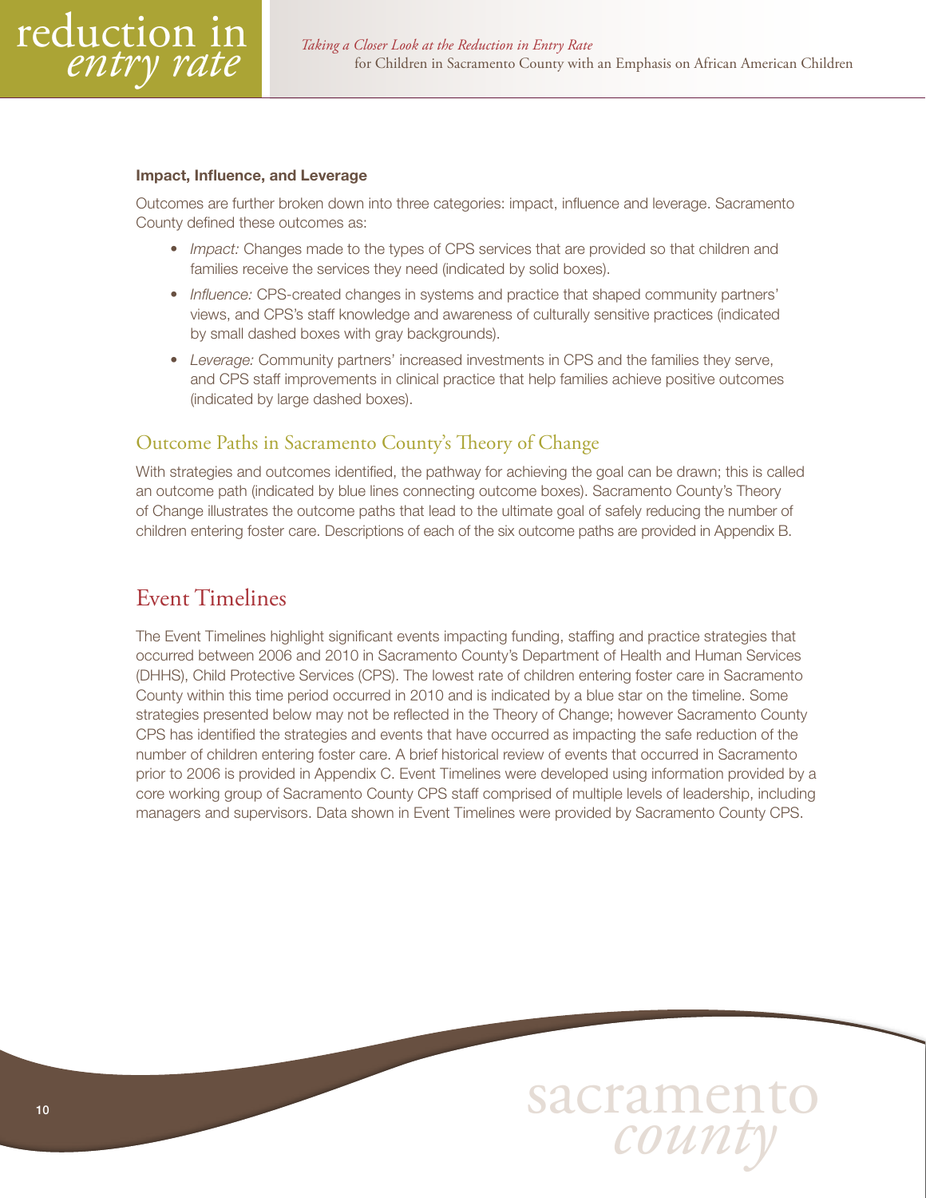**Impact, Influence, and Leverage**

Outcomes are further broken down into three categories: impact, influence and leverage. Sacramento County defined these outcomes as:

- *Impact:* Changes made to the types of CPS services that are provided so that children and families receive the services they need (indicated by solid boxes).
- *Influence:* CPS-created changes in systems and practice that shaped community partners' views, and CPS's staff knowledge and awareness of culturally sensitive practices (indicated by small dashed boxes with gray backgrounds).
- *Leverage:* Community partners' increased investments in CPS and the families they serve, and CPS staff improvements in clinical practice that help families achieve positive outcomes (indicated by large dashed boxes).

## Outcome Paths in Sacramento County's Theory of Change

With strategies and outcomes identified, the pathway for achieving the goal can be drawn; this is called an outcome path (indicated by blue lines connecting outcome boxes). Sacramento County's Theory of Change illustrates the outcome paths that lead to the ultimate goal of safely reducing the number of children entering foster care. Descriptions of each of the six outcome paths are provided in Appendix B.

# Event Timelines

The Event Timelines highlight significant events impacting funding, staffing and practice strategies that occurred between 2006 and 2010 in Sacramento County's Department of Health and Human Services (DHHS), Child Protective Services (CPS). The lowest rate of children entering foster care in Sacramento County within this time period occurred in 2010 and is indicated by a blue star on the timeline. Some strategies presented below may not be reflected in the Theory of Change; however Sacramento County CPS has identified the strategies and events that have occurred as impacting the safe reduction of the number of children entering foster care. A brief historical review of events that occurred in Sacramento prior to 2006 is provided in Appendix C. Event Timelines were developed using information provided by a core working group of Sacramento County CPS staff comprised of multiple levels of leadership, including managers and supervisors. Data shown in Event Timelines were provided by Sacramento County CPS.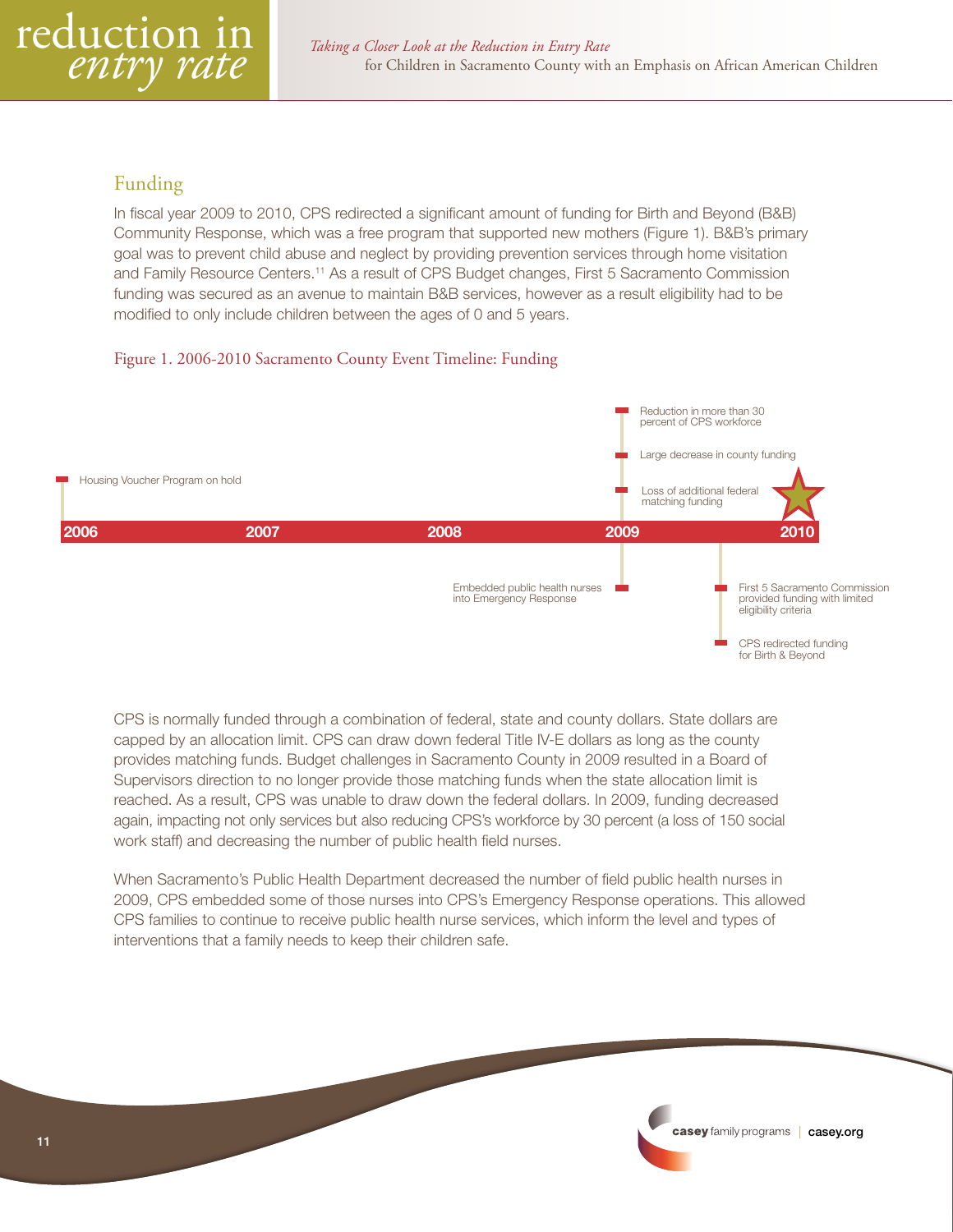## Funding

In fiscal year 2009 to 2010, CPS redirected a significant amount of funding for Birth and Beyond (B&B) Community Response, which was a free program that supported new mothers (Figure 1). B&B's primary goal was to prevent child abuse and neglect by providing prevention services through home visitation and Family Resource Centers.[11] As a result of CPS Budget changes, First 5 Sacramento Commission funding was secured as an avenue to maintain B&B services, however as a result eligibility had to be modified to only include children between the ages of 0 and 5 years.

Figure 1. 2006-2010 Sacramento County Event Timeline: Funding

- 2006: Housing Voucher Program on hold
- 2009: Reduction in more than 30 percent of CPS workforce
- 2009: Large decrease in county funding
- 2009: Loss of additional federal matching funding
- 2009: Embedded public health nurses into Emergency Response
- 2009–2010: First 5 Sacramento Commission provided funding with limited eligibility criteria
- 2009–2010: CPS redirected funding for Birth & Beyond

CPS is normally funded through a combination of federal, state and county dollars. State dollars are capped by an allocation limit. CPS can draw down federal Title IV-E dollars as long as the county provides matching funds. Budget challenges in Sacramento County in 2009 resulted in a Board of Supervisors direction to no longer provide those matching funds when the state allocation limit is reached. As a result, CPS was unable to draw down the federal dollars. In 2009, funding decreased again, impacting not only services but also reducing CPS's workforce by 30 percent (a loss of 150 social work staff) and decreasing the number of public health field nurses.

When Sacramento's Public Health Department decreased the number of field public health nurses in 2009, CPS embedded some of those nurses into CPS's Emergency Response operations. This allowed CPS families to continue to receive public health nurse services, which inform the level and types of interventions that a family needs to keep their children safe.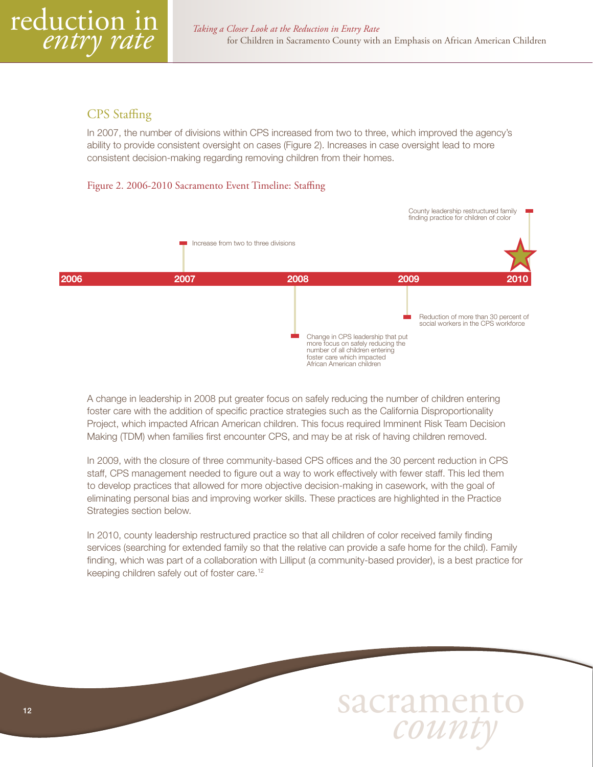## CPS Staffing

In 2007, the number of divisions within CPS increased from two to three, which improved the agency's ability to provide consistent oversight on cases (Figure 2). Increases in case oversight lead to more consistent decision-making regarding removing children from their homes.

Figure 2. 2006-2010 Sacramento Event Timeline: Staffing

- 2007: Increase from two to three divisions
- 2008: Change in CPS leadership that put more focus on safely reducing the number of all children entering foster care which impacted African American children
- 2009: Reduction of more than 30 percent of social workers in the CPS workforce
- 2010: County leadership restructured family finding practice for children of color

A change in leadership in 2008 put greater focus on safely reducing the number of children entering foster care with the addition of specific practice strategies such as the California Disproportionality Project, which impacted African American children. This focus required Imminent Risk Team Decision Making (TDM) when families first encounter CPS, and may be at risk of having children removed.

In 2009, with the closure of three community-based CPS offices and the 30 percent reduction in CPS staff, CPS management needed to figure out a way to work effectively with fewer staff. This led them to develop practices that allowed for more objective decision-making in casework, with the goal of eliminating personal bias and improving worker skills. These practices are highlighted in the Practice Strategies section below.

In 2010, county leadership restructured practice so that all children of color received family finding services (searching for extended family so that the relative can provide a safe home for the child). Family finding, which was part of a collaboration with Lilliput (a community-based provider), is a best practice for keeping children safely out of foster care.[12]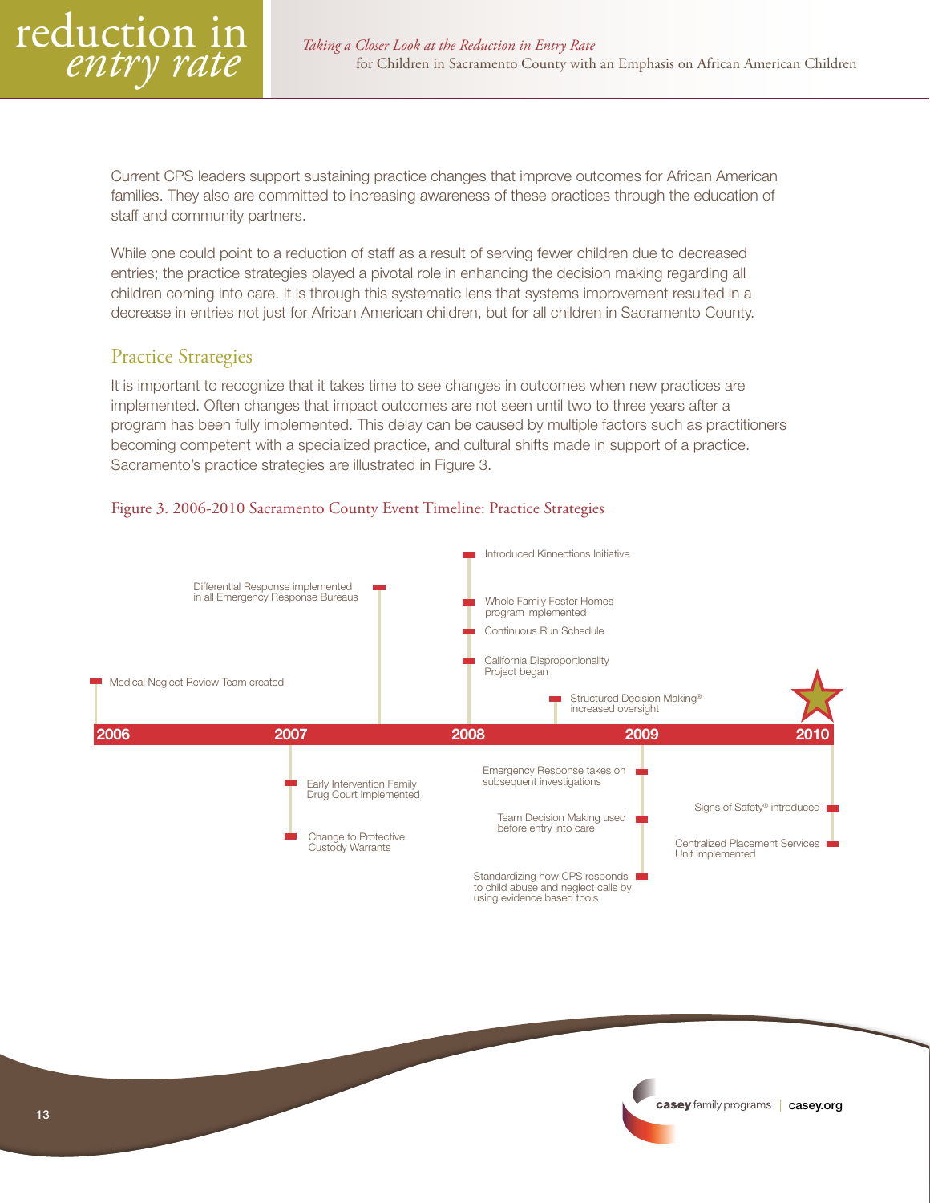Current CPS leaders support sustaining practice changes that improve outcomes for African American families. They also are committed to increasing awareness of these practices through the education of staff and community partners.

While one could point to a reduction of staff as a result of serving fewer children due to decreased entries; the practice strategies played a pivotal role in enhancing the decision making regarding all children coming into care. It is through this systematic lens that systems improvement resulted in a decrease in entries not just for African American children, but for all children in Sacramento County.

## Practice Strategies

It is important to recognize that it takes time to see changes in outcomes when new practices are implemented. Often changes that impact outcomes are not seen until two to three years after a program has been fully implemented. This delay can be caused by multiple factors such as practitioners becoming competent with a specialized practice, and cultural shifts made in support of a practice. Sacramento's practice strategies are illustrated in Figure 3.

Figure 3. 2006-2010 Sacramento County Event Timeline: Practice Strategies

**2006**
- Medical Neglect Review Team created

**2007**
- Early Intervention Family Drug Court implemented
- Change to Protective Custody Warrants
- Differential Response implemented in all Emergency Response Bureaus

**2008**
- Introduced Kinnections Initiative
- Whole Family Foster Homes program implemented
- Continuous Run Schedule
- California Disproportionality Project began
- Structured Decision Making® increased oversight

**2009**
- Emergency Response takes on subsequent investigations
- Team Decision Making used before entry into care
- Standardizing how CPS responds to child abuse and neglect calls by using evidence based tools

**2010**
- Signs of Safety® introduced
- Centralized Placement Services Unit implemented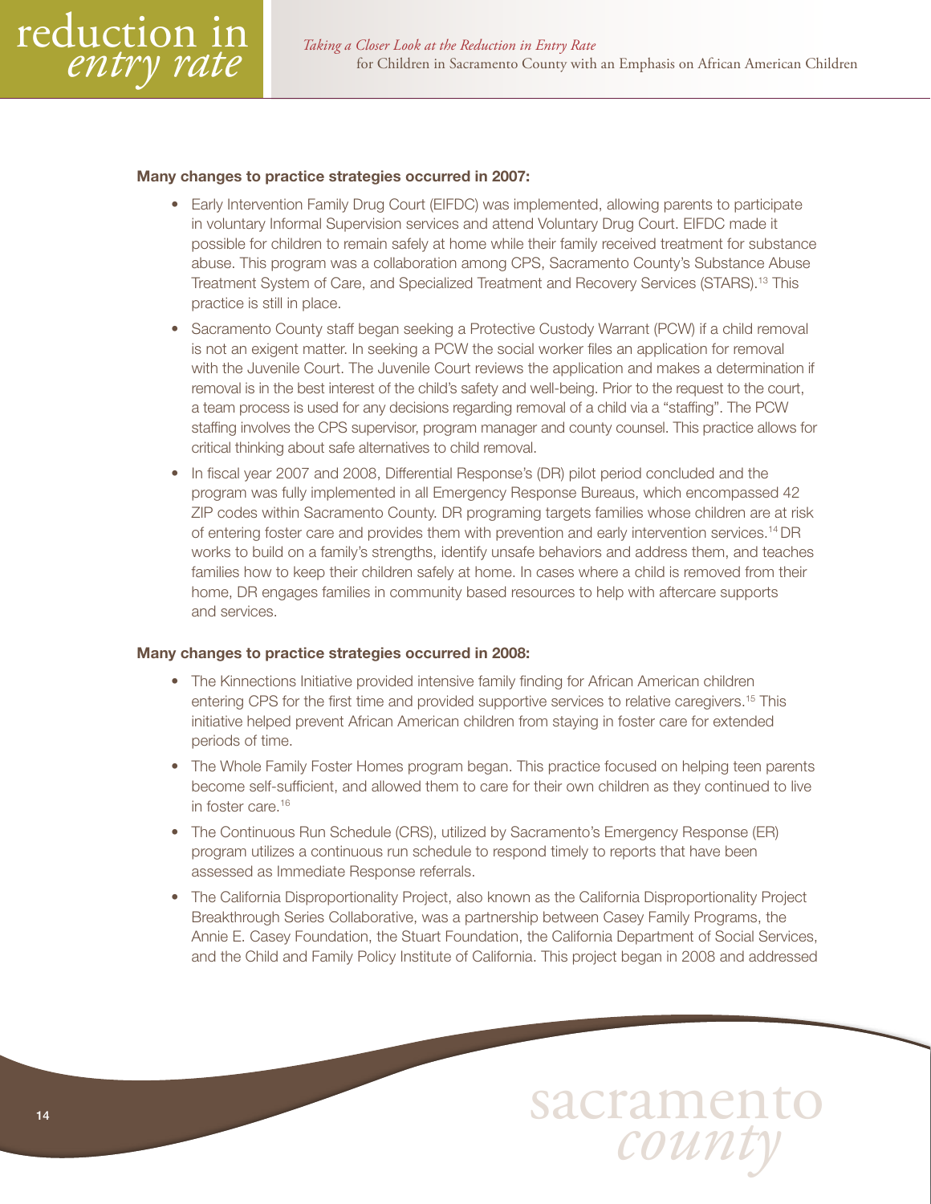**Many changes to practice strategies occurred in 2007:**

- Early Intervention Family Drug Court (EIFDC) was implemented, allowing parents to participate in voluntary Informal Supervision services and attend Voluntary Drug Court. EIFDC made it possible for children to remain safely at home while their family received treatment for substance abuse. This program was a collaboration among CPS, Sacramento County's Substance Abuse Treatment System of Care, and Specialized Treatment and Recovery Services (STARS).[13] This practice is still in place.
- Sacramento County staff began seeking a Protective Custody Warrant (PCW) if a child removal is not an exigent matter. In seeking a PCW the social worker files an application for removal with the Juvenile Court. The Juvenile Court reviews the application and makes a determination if removal is in the best interest of the child's safety and well-being. Prior to the request to the court, a team process is used for any decisions regarding removal of a child via a "staffing". The PCW staffing involves the CPS supervisor, program manager and county counsel. This practice allows for critical thinking about safe alternatives to child removal.
- In fiscal year 2007 and 2008, Differential Response's (DR) pilot period concluded and the program was fully implemented in all Emergency Response Bureaus, which encompassed 42 ZIP codes within Sacramento County. DR programing targets families whose children are at risk of entering foster care and provides them with prevention and early intervention services.[14] DR works to build on a family's strengths, identify unsafe behaviors and address them, and teaches families how to keep their children safely at home. In cases where a child is removed from their home, DR engages families in community based resources to help with aftercare supports and services.

**Many changes to practice strategies occurred in 2008:**

- The Kinnections Initiative provided intensive family finding for African American children entering CPS for the first time and provided supportive services to relative caregivers.[15] This initiative helped prevent African American children from staying in foster care for extended periods of time.
- The Whole Family Foster Homes program began. This practice focused on helping teen parents become self-sufficient, and allowed them to care for their own children as they continued to live in foster care.[16]
- The Continuous Run Schedule (CRS), utilized by Sacramento's Emergency Response (ER) program utilizes a continuous run schedule to respond timely to reports that have been assessed as Immediate Response referrals.
- The California Disproportionality Project, also known as the California Disproportionality Project Breakthrough Series Collaborative, was a partnership between Casey Family Programs, the Annie E. Casey Foundation, the Stuart Foundation, the California Department of Social Services, and the Child and Family Policy Institute of California. This project began in 2008 and addressed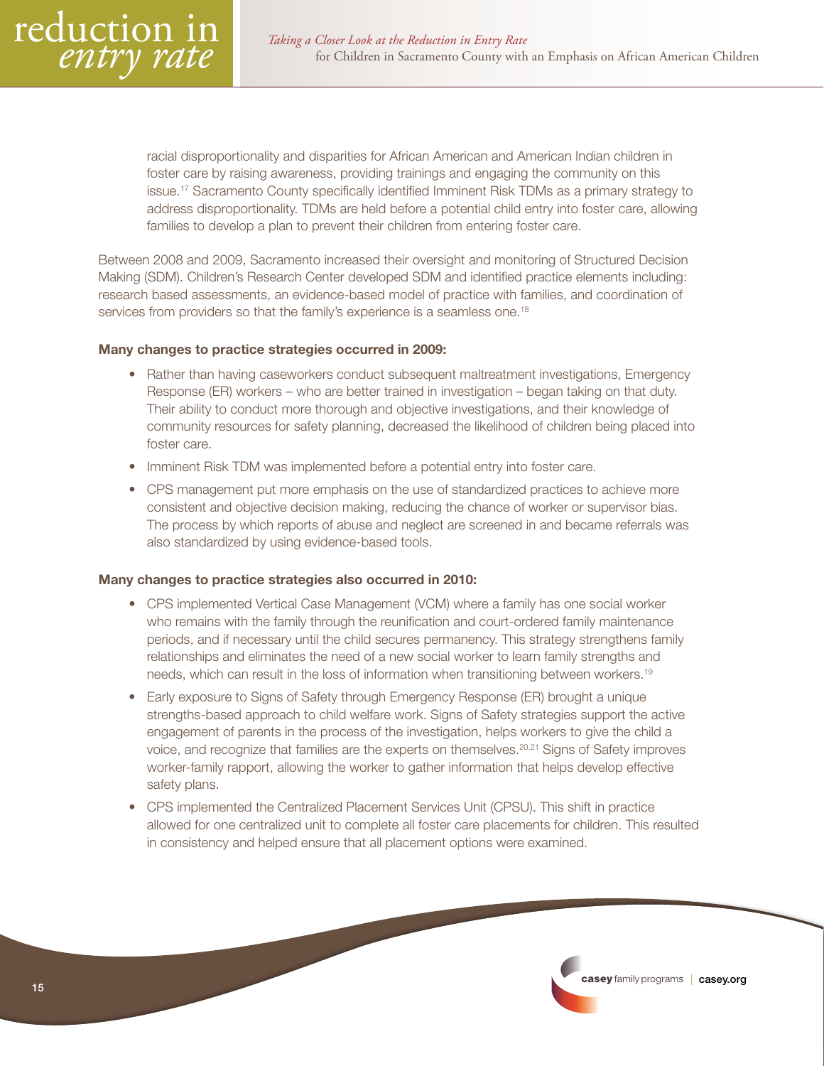racial disproportionality and disparities for African American and American Indian children in foster care by raising awareness, providing trainings and engaging the community on this issue.[17] Sacramento County specifically identified Imminent Risk TDMs as a primary strategy to address disproportionality. TDMs are held before a potential child entry into foster care, allowing families to develop a plan to prevent their children from entering foster care.

Between 2008 and 2009, Sacramento increased their oversight and monitoring of Structured Decision Making (SDM). Children's Research Center developed SDM and identified practice elements including: research based assessments, an evidence-based model of practice with families, and coordination of services from providers so that the family's experience is a seamless one.[18]

**Many changes to practice strategies occurred in 2009:**

- Rather than having caseworkers conduct subsequent maltreatment investigations, Emergency Response (ER) workers – who are better trained in investigation – began taking on that duty. Their ability to conduct more thorough and objective investigations, and their knowledge of community resources for safety planning, decreased the likelihood of children being placed into foster care.
- Imminent Risk TDM was implemented before a potential entry into foster care.
- CPS management put more emphasis on the use of standardized practices to achieve more consistent and objective decision making, reducing the chance of worker or supervisor bias. The process by which reports of abuse and neglect are screened in and became referrals was also standardized by using evidence-based tools.

**Many changes to practice strategies also occurred in 2010:**

- CPS implemented Vertical Case Management (VCM) where a family has one social worker who remains with the family through the reunification and court-ordered family maintenance periods, and if necessary until the child secures permanency. This strategy strengthens family relationships and eliminates the need of a new social worker to learn family strengths and needs, which can result in the loss of information when transitioning between workers.[19]
- Early exposure to Signs of Safety through Emergency Response (ER) brought a unique strengths-based approach to child welfare work. Signs of Safety strategies support the active engagement of parents in the process of the investigation, helps workers to give the child a voice, and recognize that families are the experts on themselves.[20,21] Signs of Safety improves worker-family rapport, allowing the worker to gather information that helps develop effective safety plans.
- CPS implemented the Centralized Placement Services Unit (CPSU). This shift in practice allowed for one centralized unit to complete all foster care placements for children. This resulted in consistency and helped ensure that all placement options were examined.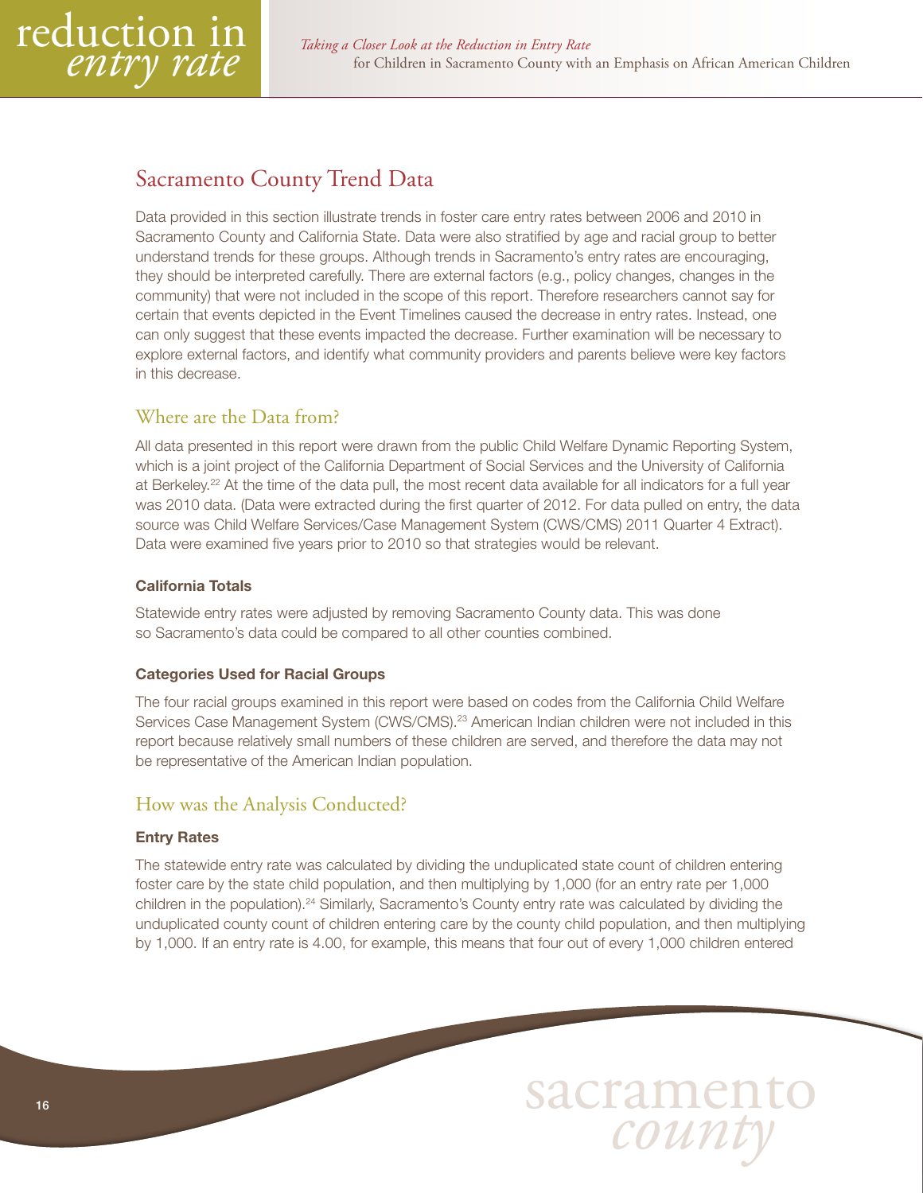## Sacramento County Trend Data

Data provided in this section illustrate trends in foster care entry rates between 2006 and 2010 in Sacramento County and California State. Data were also stratified by age and racial group to better understand trends for these groups. Although trends in Sacramento's entry rates are encouraging, they should be interpreted carefully. There are external factors (e.g., policy changes, changes in the community) that were not included in the scope of this report. Therefore researchers cannot say for certain that events depicted in the Event Timelines caused the decrease in entry rates. Instead, one can only suggest that these events impacted the decrease. Further examination will be necessary to explore external factors, and identify what community providers and parents believe were key factors in this decrease.

### Where are the Data from?

All data presented in this report were drawn from the public Child Welfare Dynamic Reporting System, which is a joint project of the California Department of Social Services and the University of California at Berkeley.[22] At the time of the data pull, the most recent data available for all indicators for a full year was 2010 data. (Data were extracted during the first quarter of 2012. For data pulled on entry, the data source was Child Welfare Services/Case Management System (CWS/CMS) 2011 Quarter 4 Extract). Data were examined five years prior to 2010 so that strategies would be relevant.

#### California Totals

Statewide entry rates were adjusted by removing Sacramento County data. This was done so Sacramento's data could be compared to all other counties combined.

#### Categories Used for Racial Groups

The four racial groups examined in this report were based on codes from the California Child Welfare Services Case Management System (CWS/CMS).[23] American Indian children were not included in this report because relatively small numbers of these children are served, and therefore the data may not be representative of the American Indian population.

### How was the Analysis Conducted?

#### Entry Rates

The statewide entry rate was calculated by dividing the unduplicated state count of children entering foster care by the state child population, and then multiplying by 1,000 (for an entry rate per 1,000 children in the population).[24] Similarly, Sacramento's County entry rate was calculated by dividing the unduplicated county count of children entering care by the county child population, and then multiplying by 1,000. If an entry rate is 4.00, for example, this means that four out of every 1,000 children entered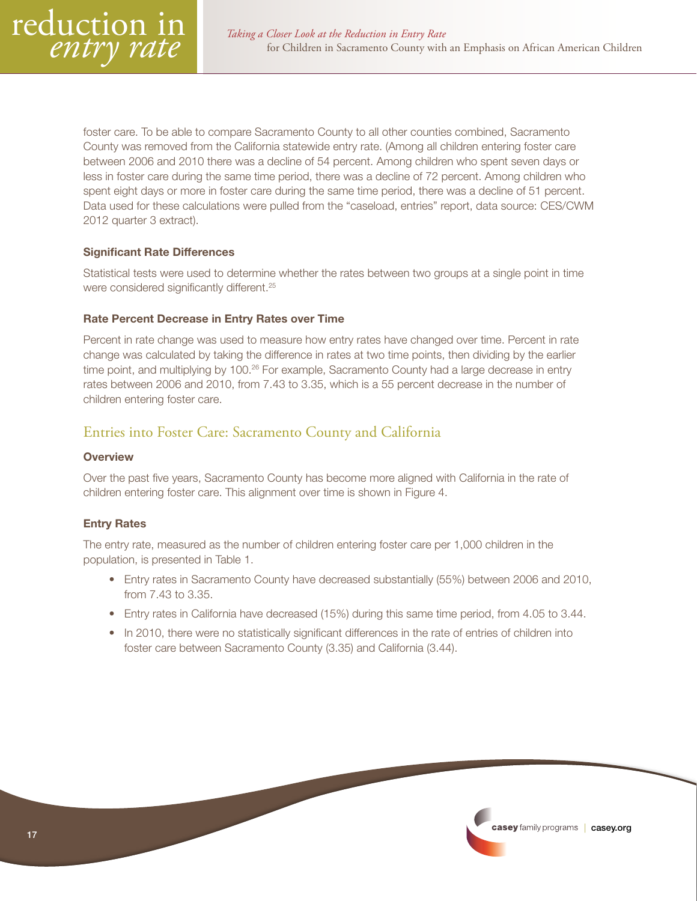foster care. To be able to compare Sacramento County to all other counties combined, Sacramento County was removed from the California statewide entry rate. (Among all children entering foster care between 2006 and 2010 there was a decline of 54 percent. Among children who spent seven days or less in foster care during the same time period, there was a decline of 72 percent. Among children who spent eight days or more in foster care during the same time period, there was a decline of 51 percent. Data used for these calculations were pulled from the "caseload, entries" report, data source: CES/CWM 2012 quarter 3 extract).

#### Significant Rate Differences

Statistical tests were used to determine whether the rates between two groups at a single point in time were considered significantly different.[25]

#### Rate Percent Decrease in Entry Rates over Time

Percent in rate change was used to measure how entry rates have changed over time. Percent in rate change was calculated by taking the difference in rates at two time points, then dividing by the earlier time point, and multiplying by 100.[26] For example, Sacramento County had a large decrease in entry rates between 2006 and 2010, from 7.43 to 3.35, which is a 55 percent decrease in the number of children entering foster care.

## Entries into Foster Care: Sacramento County and California

#### Overview

Over the past five years, Sacramento County has become more aligned with California in the rate of children entering foster care. This alignment over time is shown in Figure 4.

#### Entry Rates

The entry rate, measured as the number of children entering foster care per 1,000 children in the population, is presented in Table 1.

- Entry rates in Sacramento County have decreased substantially (55%) between 2006 and 2010, from 7.43 to 3.35.
- Entry rates in California have decreased (15%) during this same time period, from 4.05 to 3.44.
- In 2010, there were no statistically significant differences in the rate of entries of children into foster care between Sacramento County (3.35) and California (3.44).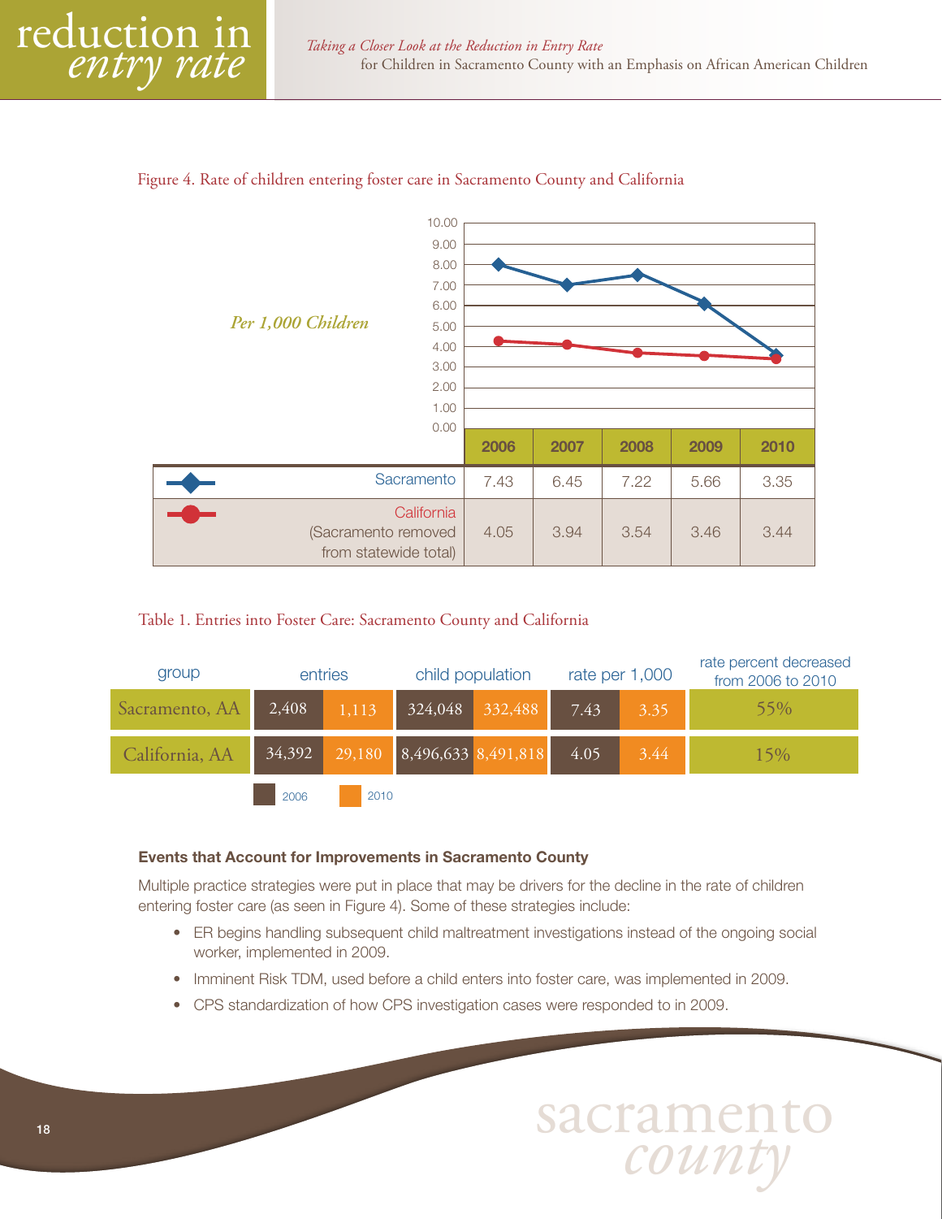Figure 4. Rate of children entering foster care in Sacramento County and California

*Per 1,000 Children*

| | 2006 | 2007 | 2008 | 2009 | 2010 |
|---|---|---|---|---|---|
| Sacramento | 7.43 | 6.45 | 7.22 | 5.66 | 3.35 |
| California (Sacramento removed from statewide total) | 4.05 | 3.94 | 3.54 | 3.46 | 3.44 |

Table 1. Entries into Foster Care: Sacramento County and California

| group | entries | | child population | | rate per 1,000 | | rate percent decreased from 2006 to 2010 |
|---|---|---|---|---|---|---|---|
| | 2006 | 2010 | 2006 | 2010 | 2006 | 2010 | |
| Sacramento, AA | 2,408 | 1,113 | 324,048 | 332,488 | 7.43 | 3.35 | 55% |
| California, AA | 34,392 | 29,180 | 8,496,633 | 8,491,818 | 4.05 | 3.44 | 15% |

**Events that Account for Improvements in Sacramento County**

Multiple practice strategies were put in place that may be drivers for the decline in the rate of children entering foster care (as seen in Figure 4). Some of these strategies include:

- ER begins handling subsequent child maltreatment investigations instead of the ongoing social worker, implemented in 2009.
- Imminent Risk TDM, used before a child enters into foster care, was implemented in 2009.
- CPS standardization of how CPS investigation cases were responded to in 2009.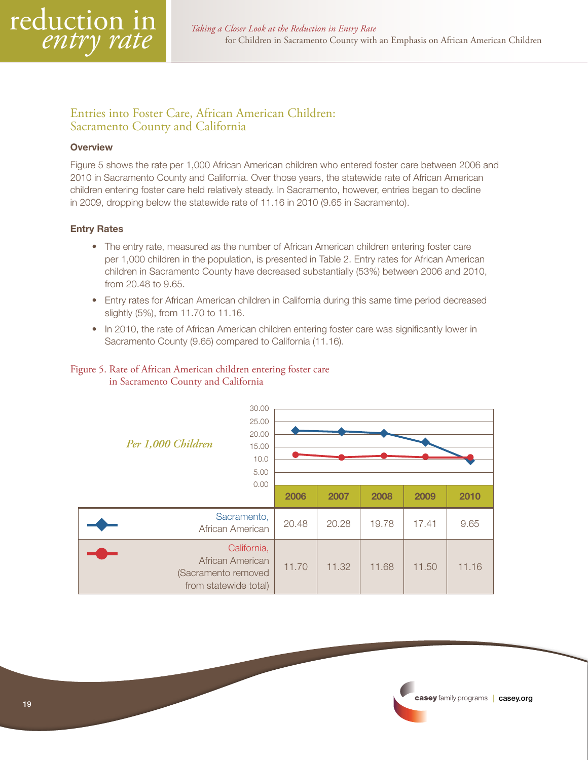## Entries into Foster Care, African American Children: Sacramento County and California

### Overview

Figure 5 shows the rate per 1,000 African American children who entered foster care between 2006 and 2010 in Sacramento County and California. Over those years, the statewide rate of African American children entering foster care held relatively steady. In Sacramento, however, entries began to decline in 2009, dropping below the statewide rate of 11.16 in 2010 (9.65 in Sacramento).

### Entry Rates

- The entry rate, measured as the number of African American children entering foster care per 1,000 children in the population, is presented in Table 2. Entry rates for African American children in Sacramento County have decreased substantially (53%) between 2006 and 2010, from 20.48 to 9.65.
- Entry rates for African American children in California during this same time period decreased slightly (5%), from 11.70 to 11.16.
- In 2010, the rate of African American children entering foster care was significantly lower in Sacramento County (9.65) compared to California (11.16).

Figure 5. Rate of African American children entering foster care in Sacramento County and California

*Per 1,000 Children*

| | 2006 | 2007 | 2008 | 2009 | 2010 |
|---|---|---|---|---|---|
| Sacramento, African American | 20.48 | 20.28 | 19.78 | 17.41 | 9.65 |
| California, African American (Sacramento removed from statewide total) | 11.70 | 11.32 | 11.68 | 11.50 | 11.16 |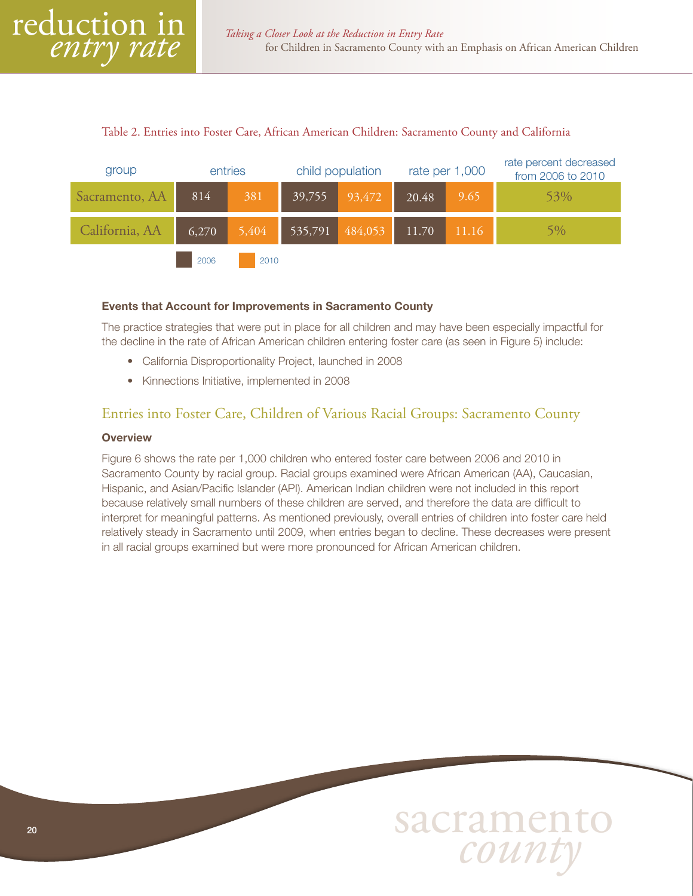Table 2. Entries into Foster Care, African American Children: Sacramento County and California

| group | entries | | child population | | rate per 1,000 | | rate percent decreased from 2006 to 2010 |
|---|---|---|---|---|---|---|---|
| | 2006 | 2010 | 2006 | 2010 | 2006 | 2010 | |
| Sacramento, AA | 814 | 381 | 39,755 | 93,472 | 20.48 | 9.65 | 53% |
| California, AA | 6,270 | 5,404 | 535,791 | 484,053 | 11.70 | 11.16 | 5% |

### Events that Account for Improvements in Sacramento County

The practice strategies that were put in place for all children and may have been especially impactful for the decline in the rate of African American children entering foster care (as seen in Figure 5) include:

- California Disproportionality Project, launched in 2008
- Kinnections Initiative, implemented in 2008

## Entries into Foster Care, Children of Various Racial Groups: Sacramento County

### Overview

Figure 6 shows the rate per 1,000 children who entered foster care between 2006 and 2010 in Sacramento County by racial group. Racial groups examined were African American (AA), Caucasian, Hispanic, and Asian/Pacific Islander (API). American Indian children were not included in this report because relatively small numbers of these children are served, and therefore the data are difficult to interpret for meaningful patterns. As mentioned previously, overall entries of children into foster care held relatively steady in Sacramento until 2009, when entries began to decline. These decreases were present in all racial groups examined but were more pronounced for African American children.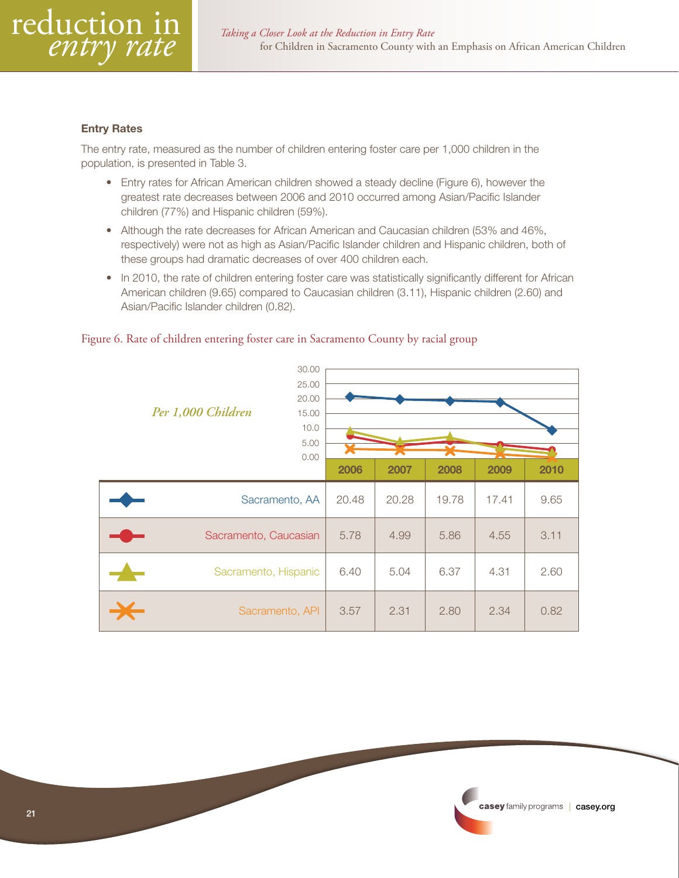### Entry Rates

The entry rate, measured as the number of children entering foster care per 1,000 children in the population, is presented in Table 3.

- Entry rates for African American children showed a steady decline (Figure 6), however the greatest rate decreases between 2006 and 2010 occurred among Asian/Pacific Islander children (77%) and Hispanic children (59%).
- Although the rate decreases for African American and Caucasian children (53% and 46%, respectively) were not as high as Asian/Pacific Islander children and Hispanic children, both of these groups had dramatic decreases of over 400 children each.
- In 2010, the rate of children entering foster care was statistically significantly different for African American children (9.65) compared to Caucasian children (3.11), Hispanic children (2.60) and Asian/Pacific Islander children (0.82).

Figure 6. Rate of children entering foster care in Sacramento County by racial group

*Per 1,000 Children*

| | 2006 | 2007 | 2008 | 2009 | 2010 |
|---|---|---|---|---|---|
| Sacramento, AA | 20.48 | 20.28 | 19.78 | 17.41 | 9.65 |
| Sacramento, Caucasian | 5.78 | 4.99 | 5.86 | 4.55 | 3.11 |
| Sacramento, Hispanic | 6.40 | 5.04 | 6.37 | 4.31 | 2.60 |
| Sacramento, API | 3.57 | 2.31 | 2.80 | 2.34 | 0.82 |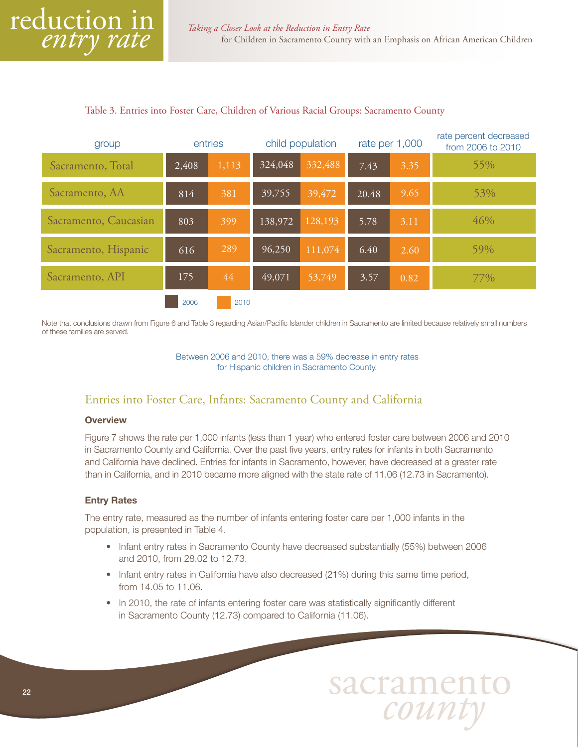Table 3. Entries into Foster Care, Children of Various Racial Groups: Sacramento County

| group | entries | | child population | | rate per 1,000 | | rate percent decreased from 2006 to 2010 |
|---|---|---|---|---|---|---|---|
| | 2006 | 2010 | 2006 | 2010 | 2006 | 2010 | |
| Sacramento, Total | 2,408 | 1,113 | 324,048 | 332,488 | 7.43 | 3.35 | 55% |
| Sacramento, AA | 814 | 381 | 39,755 | 39,472 | 20.48 | 9.65 | 53% |
| Sacramento, Caucasian | 803 | 399 | 138,972 | 128,193 | 5.78 | 3.11 | 46% |
| Sacramento, Hispanic | 616 | 289 | 96,250 | 111,074 | 6.40 | 2.60 | 59% |
| Sacramento, API | 175 | 44 | 49,071 | 53,749 | 3.57 | 0.82 | 77% |

Note that conclusions drawn from Figure 6 and Table 3 regarding Asian/Pacific Islander children in Sacramento are limited because relatively small numbers of these families are served.

Between 2006 and 2010, there was a 59% decrease in entry rates for Hispanic children in Sacramento County.

## Entries into Foster Care, Infants: Sacramento County and California

### Overview

Figure 7 shows the rate per 1,000 infants (less than 1 year) who entered foster care between 2006 and 2010 in Sacramento County and California. Over the past five years, entry rates for infants in both Sacramento and California have declined. Entries for infants in Sacramento, however, have decreased at a greater rate than in California, and in 2010 became more aligned with the state rate of 11.06 (12.73 in Sacramento).

### Entry Rates

The entry rate, measured as the number of infants entering foster care per 1,000 infants in the population, is presented in Table 4.

- Infant entry rates in Sacramento County have decreased substantially (55%) between 2006 and 2010, from 28.02 to 12.73.
- Infant entry rates in California have also decreased (21%) during this same time period, from 14.05 to 11.06.
- In 2010, the rate of infants entering foster care was statistically significantly different in Sacramento County (12.73) compared to California (11.06).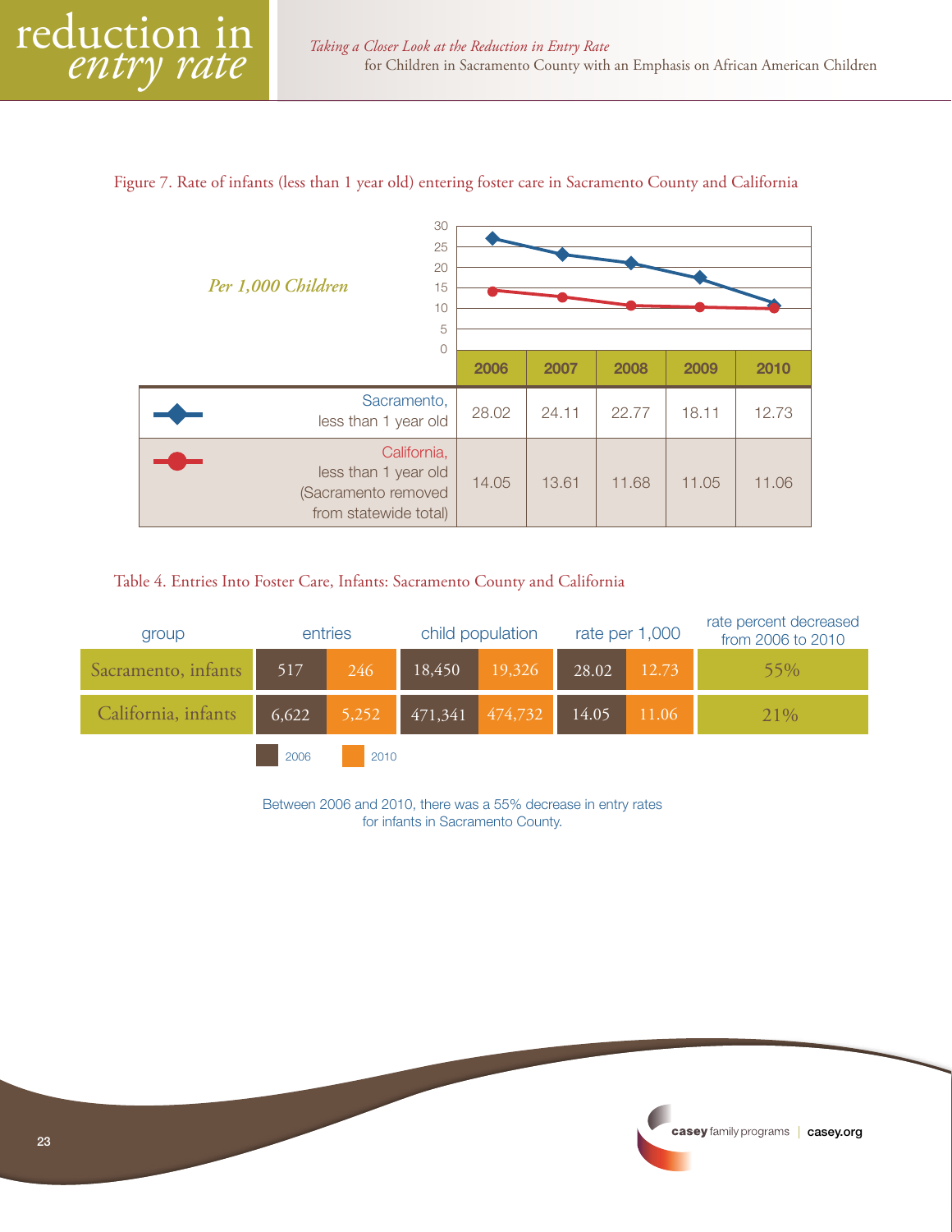Figure 7. Rate of infants (less than 1 year old) entering foster care in Sacramento County and California

*Per 1,000 Children*

| | 2006 | 2007 | 2008 | 2009 | 2010 |
|---|---|---|---|---|---|
| Sacramento, less than 1 year old | 28.02 | 24.11 | 22.77 | 18.11 | 12.73 |
| California, less than 1 year old (Sacramento removed from statewide total) | 14.05 | 13.61 | 11.68 | 11.05 | 11.06 |

Table 4. Entries Into Foster Care, Infants: Sacramento County and California

| group | entries | | child population | | rate per 1,000 | | rate percent decreased from 2006 to 2010 |
|---|---|---|---|---|---|---|---|
| | 2006 | 2010 | 2006 | 2010 | 2006 | 2010 | |
| Sacramento, infants | 517 | 246 | 18,450 | 19,326 | 28.02 | 12.73 | 55% |
| California, infants | 6,622 | 5,252 | 471,341 | 474,732 | 14.05 | 11.06 | 21% |

Between 2006 and 2010, there was a 55% decrease in entry rates for infants in Sacramento County.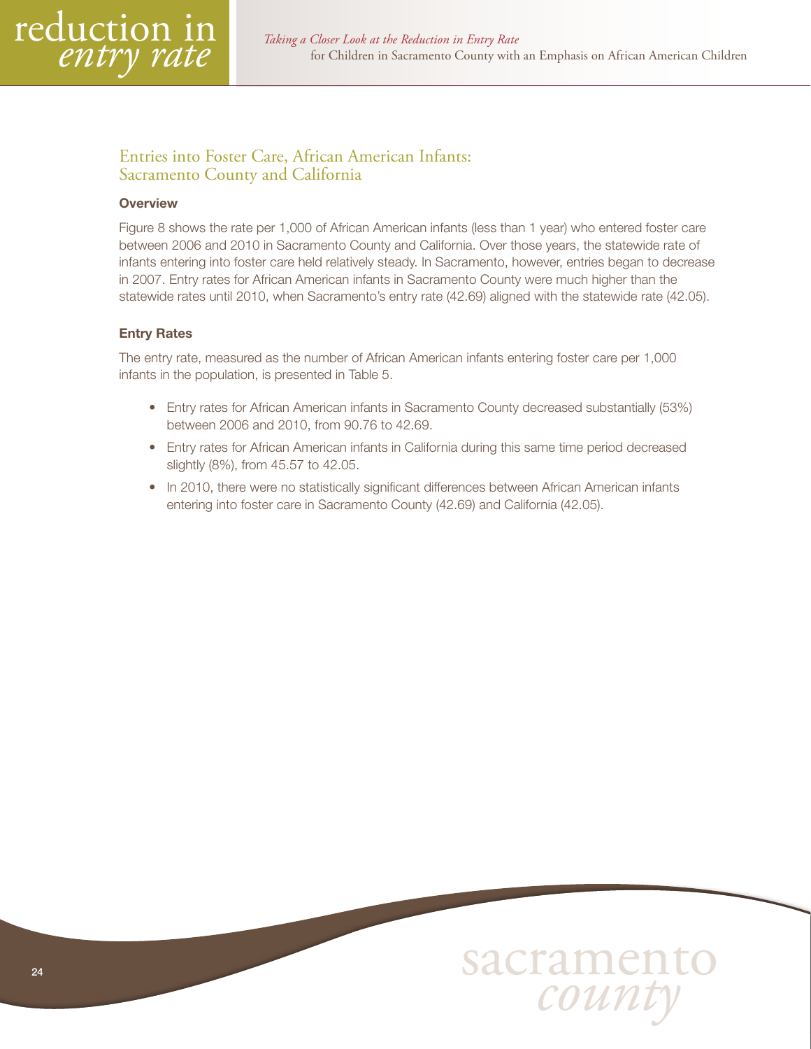## Entries into Foster Care, African American Infants: Sacramento County and California

### Overview

Figure 8 shows the rate per 1,000 of African American infants (less than 1 year) who entered foster care between 2006 and 2010 in Sacramento County and California. Over those years, the statewide rate of infants entering into foster care held relatively steady. In Sacramento, however, entries began to decrease in 2007. Entry rates for African American infants in Sacramento County were much higher than the statewide rates until 2010, when Sacramento's entry rate (42.69) aligned with the statewide rate (42.05).

### Entry Rates

The entry rate, measured as the number of African American infants entering foster care per 1,000 infants in the population, is presented in Table 5.

- Entry rates for African American infants in Sacramento County decreased substantially (53%) between 2006 and 2010, from 90.76 to 42.69.
- Entry rates for African American infants in California during this same time period decreased slightly (8%), from 45.57 to 42.05.
- In 2010, there were no statistically significant differences between African American infants entering into foster care in Sacramento County (42.69) and California (42.05).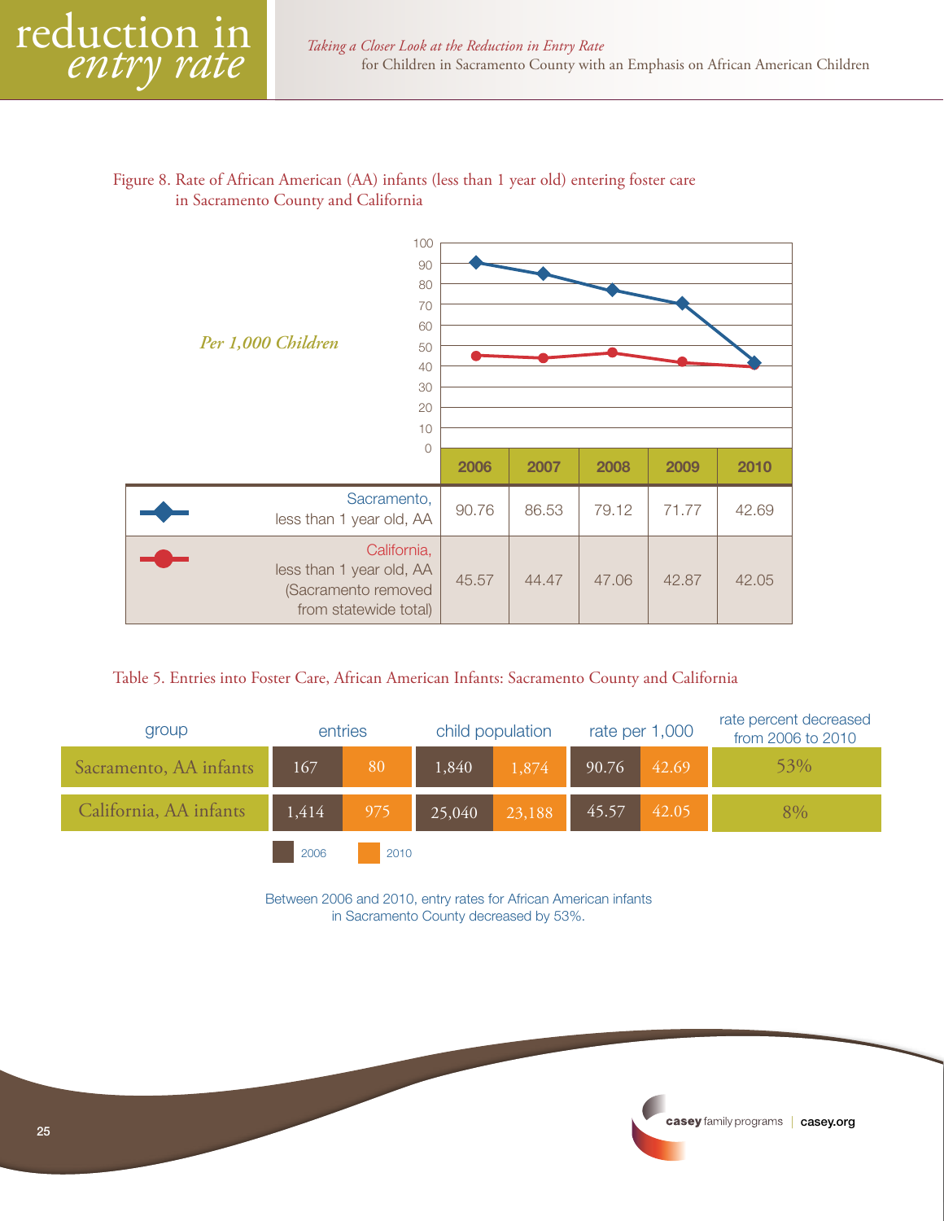Figure 8. Rate of African American (AA) infants (less than 1 year old) entering foster care in Sacramento County and California

*Per 1,000 Children*

| | 2006 | 2007 | 2008 | 2009 | 2010 |
|---|---|---|---|---|---|
| Sacramento, less than 1 year old, AA | 90.76 | 86.53 | 79.12 | 71.77 | 42.69 |
| California, less than 1 year old, AA (Sacramento removed from statewide total) | 45.57 | 44.47 | 47.06 | 42.87 | 42.05 |

Table 5. Entries into Foster Care, African American Infants: Sacramento County and California

| group | entries | | child population | | rate per 1,000 | | rate percent decreased from 2006 to 2010 |
|---|---|---|---|---|---|---|---|
| | 2006 | 2010 | 2006 | 2010 | 2006 | 2010 | |
| Sacramento, AA infants | 167 | 80 | 1,840 | 1,874 | 90.76 | 42.69 | 53% |
| California, AA infants | 1,414 | 975 | 25,040 | 23,188 | 45.57 | 42.05 | 8% |

Between 2006 and 2010, entry rates for African American infants in Sacramento County decreased by 53%.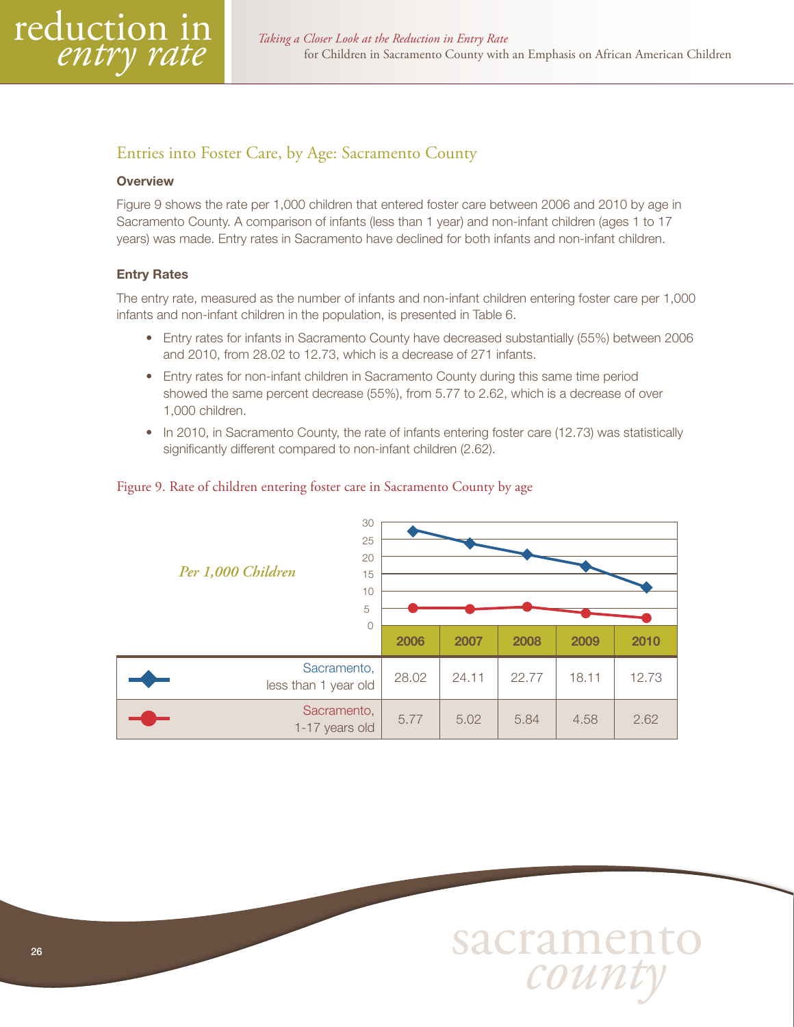## Entries into Foster Care, by Age: Sacramento County

**Overview**

Figure 9 shows the rate per 1,000 children that entered foster care between 2006 and 2010 by age in Sacramento County. A comparison of infants (less than 1 year) and non-infant children (ages 1 to 17 years) was made. Entry rates in Sacramento have declined for both infants and non-infant children.

**Entry Rates**

The entry rate, measured as the number of infants and non-infant children entering foster care per 1,000 infants and non-infant children in the population, is presented in Table 6.

- Entry rates for infants in Sacramento County have decreased substantially (55%) between 2006 and 2010, from 28.02 to 12.73, which is a decrease of 271 infants.
- Entry rates for non-infant children in Sacramento County during this same time period showed the same percent decrease (55%), from 5.77 to 2.62, which is a decrease of over 1,000 children.
- In 2010, in Sacramento County, the rate of infants entering foster care (12.73) was statistically significantly different compared to non-infant children (2.62).

Figure 9. Rate of children entering foster care in Sacramento County by age

*Per 1,000 Children*

| | 2006 | 2007 | 2008 | 2009 | 2010 |
|---|---|---|---|---|---|
| Sacramento, less than 1 year old | 28.02 | 24.11 | 22.77 | 18.11 | 12.73 |
| Sacramento, 1-17 years old | 5.77 | 5.02 | 5.84 | 4.58 | 2.62 |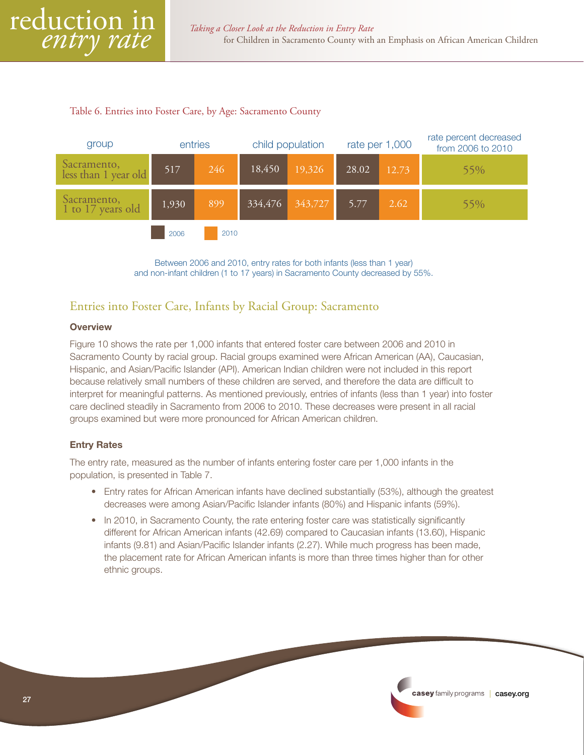Table 6. Entries into Foster Care, by Age: Sacramento County

| group | entries | | child population | | rate per 1,000 | | rate percent decreased from 2006 to 2010 |
|---|---|---|---|---|---|---|---|
| | 2006 | 2010 | 2006 | 2010 | 2006 | 2010 | |
| Sacramento, less than 1 year old | 517 | 246 | 18,450 | 19,326 | 28.02 | 12.73 | 55% |
| Sacramento, 1 to 17 years old | 1,930 | 899 | 334,476 | 343,727 | 5.77 | 2.62 | 55% |

Between 2006 and 2010, entry rates for both infants (less than 1 year) and non-infant children (1 to 17 years) in Sacramento County decreased by 55%.

## Entries into Foster Care, Infants by Racial Group: Sacramento

### Overview

Figure 10 shows the rate per 1,000 infants that entered foster care between 2006 and 2010 in Sacramento County by racial group. Racial groups examined were African American (AA), Caucasian, Hispanic, and Asian/Pacific Islander (API). American Indian children were not included in this report because relatively small numbers of these children are served, and therefore the data are difficult to interpret for meaningful patterns. As mentioned previously, entries of infants (less than 1 year) into foster care declined steadily in Sacramento from 2006 to 2010. These decreases were present in all racial groups examined but were more pronounced for African American children.

### Entry Rates

The entry rate, measured as the number of infants entering foster care per 1,000 infants in the population, is presented in Table 7.

- Entry rates for African American infants have declined substantially (53%), although the greatest decreases were among Asian/Pacific Islander infants (80%) and Hispanic infants (59%).
- In 2010, in Sacramento County, the rate entering foster care was statistically significantly different for African American infants (42.69) compared to Caucasian infants (13.60), Hispanic infants (9.81) and Asian/Pacific Islander infants (2.27). While much progress has been made, the placement rate for African American infants is more than three times higher than for other ethnic groups.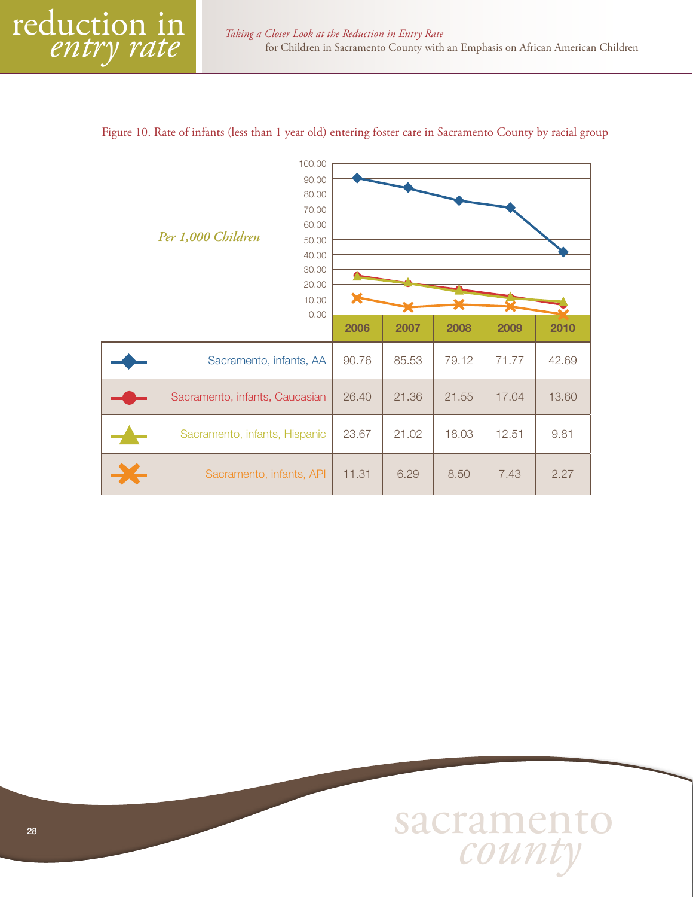Figure 10. Rate of infants (less than 1 year old) entering foster care in Sacramento County by racial group

*Per 1,000 Children*

| | 2006 | 2007 | 2008 | 2009 | 2010 |
|---|---|---|---|---|---|
| Sacramento, infants, AA | 90.76 | 85.53 | 79.12 | 71.77 | 42.69 |
| Sacramento, infants, Caucasian | 26.40 | 21.36 | 21.55 | 17.04 | 13.60 |
| Sacramento, infants, Hispanic | 23.67 | 21.02 | 18.03 | 12.51 | 9.81 |
| Sacramento, infants, API | 11.31 | 6.29 | 8.50 | 7.43 | 2.27 |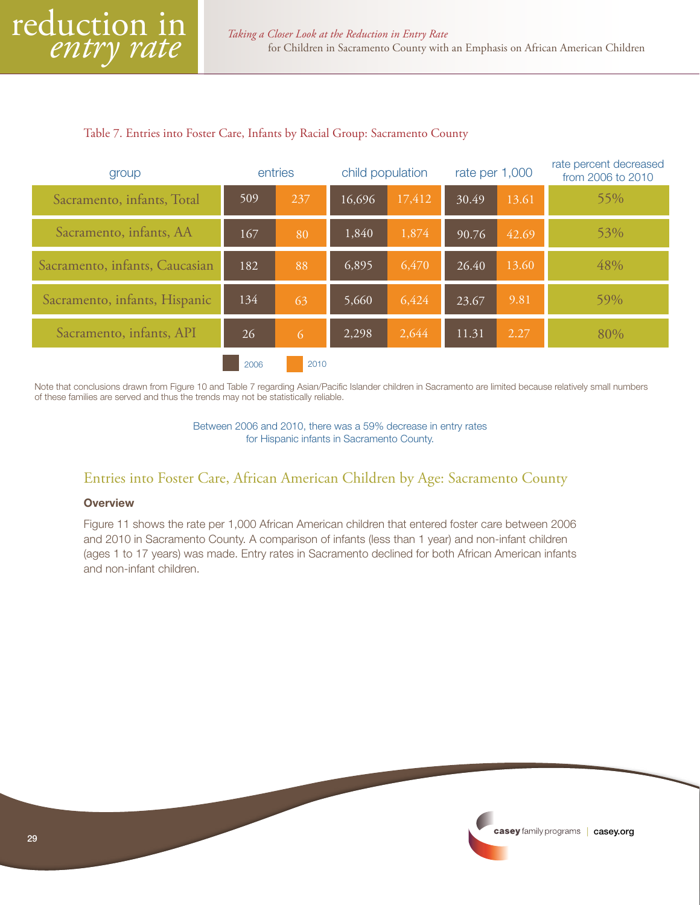Table 7. Entries into Foster Care, Infants by Racial Group: Sacramento County

| group | entries | | child population | | rate per 1,000 | | rate percent decreased from 2006 to 2010 |
|---|---|---|---|---|---|---|---|
| | 2006 | 2010 | 2006 | 2010 | 2006 | 2010 | |
| Sacramento, infants, Total | 509 | 237 | 16,696 | 17,412 | 30.49 | 13.61 | 55% |
| Sacramento, infants, AA | 167 | 80 | 1,840 | 1,874 | 90.76 | 42.69 | 53% |
| Sacramento, infants, Caucasian | 182 | 88 | 6,895 | 6,470 | 26.40 | 13.60 | 48% |
| Sacramento, infants, Hispanic | 134 | 63 | 5,660 | 6,424 | 23.67 | 9.81 | 59% |
| Sacramento, infants, API | 26 | 6 | 2,298 | 2,644 | 11.31 | 2.27 | 80% |

Note that conclusions drawn from Figure 10 and Table 7 regarding Asian/Pacific Islander children in Sacramento are limited because relatively small numbers of these families are served and thus the trends may not be statistically reliable.

Between 2006 and 2010, there was a 59% decrease in entry rates for Hispanic infants in Sacramento County.

## Entries into Foster Care, African American Children by Age: Sacramento County

**Overview**

Figure 11 shows the rate per 1,000 African American children that entered foster care between 2006 and 2010 in Sacramento County. A comparison of infants (less than 1 year) and non-infant children (ages 1 to 17 years) was made. Entry rates in Sacramento declined for both African American infants and non-infant children.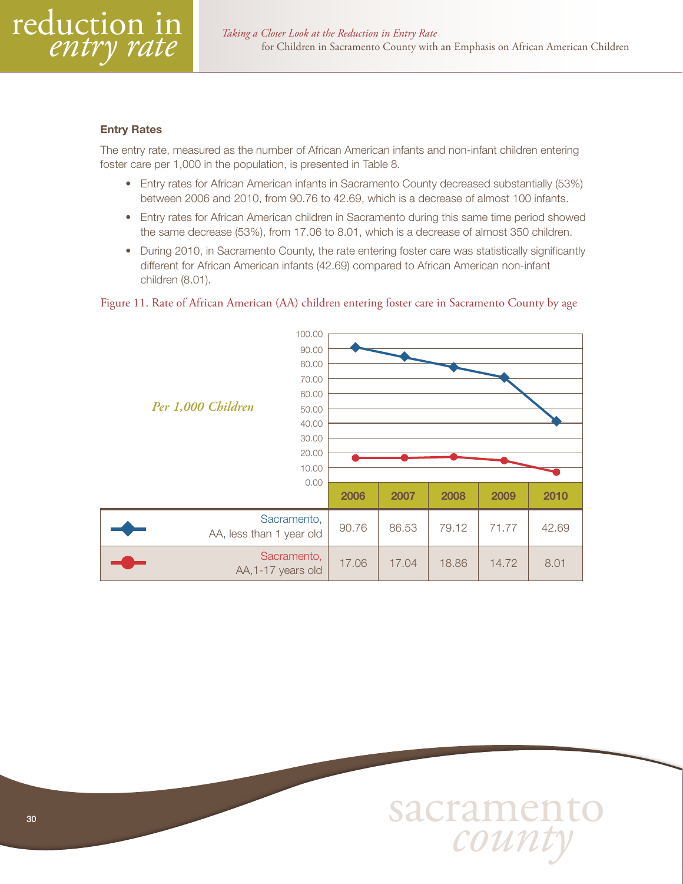### Entry Rates

The entry rate, measured as the number of African American infants and non-infant children entering foster care per 1,000 in the population, is presented in Table 8.

- Entry rates for African American infants in Sacramento County decreased substantially (53%) between 2006 and 2010, from 90.76 to 42.69, which is a decrease of almost 100 infants.
- Entry rates for African American children in Sacramento during this same time period showed the same decrease (53%), from 17.06 to 8.01, which is a decrease of almost 350 children.
- During 2010, in Sacramento County, the rate entering foster care was statistically significantly different for African American infants (42.69) compared to African American non-infant children (8.01).

Figure 11. Rate of African American (AA) children entering foster care in Sacramento County by age

*Per 1,000 Children*

| | 2006 | 2007 | 2008 | 2009 | 2010 |
|---|---|---|---|---|---|
| Sacramento, AA, less than 1 year old | 90.76 | 86.53 | 79.12 | 71.77 | 42.69 |
| Sacramento, AA, 1-17 years old | 17.06 | 17.04 | 18.86 | 14.72 | 8.01 |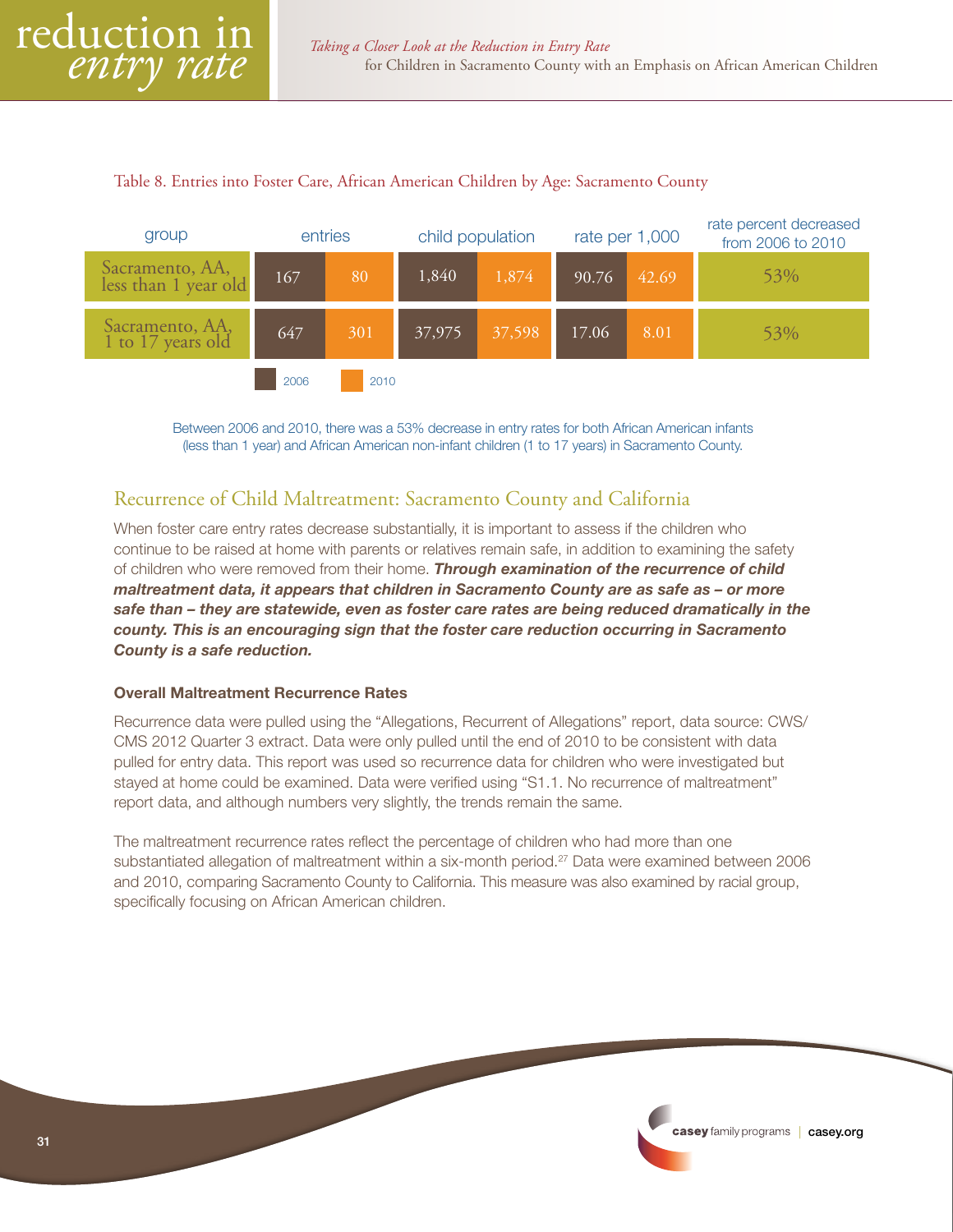Table 8. Entries into Foster Care, African American Children by Age: Sacramento County

| group | entries | | child population | | rate per 1,000 | | rate percent decreased from 2006 to 2010 |
|---|---|---|---|---|---|---|---|
| | 2006 | 2010 | 2006 | 2010 | 2006 | 2010 | |
| Sacramento, AA, less than 1 year old | 167 | 80 | 1,840 | 1,874 | 90.76 | 42.69 | 53% |
| Sacramento, AA, 1 to 17 years old | 647 | 301 | 37,975 | 37,598 | 17.06 | 8.01 | 53% |

Between 2006 and 2010, there was a 53% decrease in entry rates for both African American infants (less than 1 year) and African American non-infant children (1 to 17 years) in Sacramento County.

## Recurrence of Child Maltreatment: Sacramento County and California

When foster care entry rates decrease substantially, it is important to assess if the children who continue to be raised at home with parents or relatives remain safe, in addition to examining the safety of children who were removed from their home. ***Through examination of the recurrence of child maltreatment data, it appears that children in Sacramento County are as safe as – or more safe than – they are statewide, even as foster care rates are being reduced dramatically in the county. This is an encouraging sign that the foster care reduction occurring in Sacramento County is a safe reduction.***

### Overall Maltreatment Recurrence Rates

Recurrence data were pulled using the "Allegations, Recurrent of Allegations" report, data source: CWS/CMS 2012 Quarter 3 extract. Data were only pulled until the end of 2010 to be consistent with data pulled for entry data. This report was used so recurrence data for children who were investigated but stayed at home could be examined. Data were verified using "S1.1. No recurrence of maltreatment" report data, and although numbers very slightly, the trends remain the same.

The maltreatment recurrence rates reflect the percentage of children who had more than one substantiated allegation of maltreatment within a six-month period.[27] Data were examined between 2006 and 2010, comparing Sacramento County to California. This measure was also examined by racial group, specifically focusing on African American children.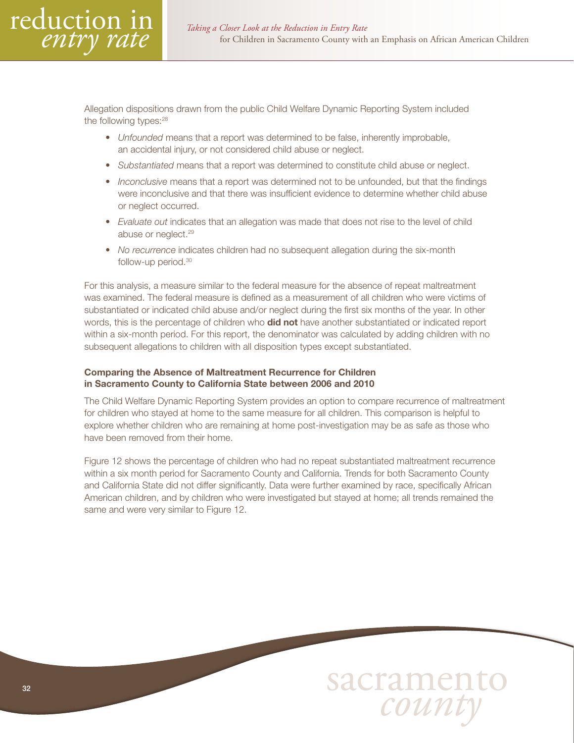Allegation dispositions drawn from the public Child Welfare Dynamic Reporting System included the following types:[28]

- *Unfounded* means that a report was determined to be false, inherently improbable, an accidental injury, or not considered child abuse or neglect.
- *Substantiated* means that a report was determined to constitute child abuse or neglect.
- *Inconclusive* means that a report was determined not to be unfounded, but that the findings were inconclusive and that there was insufficient evidence to determine whether child abuse or neglect occurred.
- *Evaluate out* indicates that an allegation was made that does not rise to the level of child abuse or neglect.[29]
- *No recurrence* indicates children had no subsequent allegation during the six-month follow-up period.[30]

For this analysis, a measure similar to the federal measure for the absence of repeat maltreatment was examined. The federal measure is defined as a measurement of all children who were victims of substantiated or indicated child abuse and/or neglect during the first six months of the year. In other words, this is the percentage of children who **did not** have another substantiated or indicated report within a six-month period. For this report, the denominator was calculated by adding children with no subsequent allegations to children with all disposition types except substantiated.

### Comparing the Absence of Maltreatment Recurrence for Children in Sacramento County to California State between 2006 and 2010

The Child Welfare Dynamic Reporting System provides an option to compare recurrence of maltreatment for children who stayed at home to the same measure for all children. This comparison is helpful to explore whether children who are remaining at home post-investigation may be as safe as those who have been removed from their home.

Figure 12 shows the percentage of children who had no repeat substantiated maltreatment recurrence within a six month period for Sacramento County and California. Trends for both Sacramento County and California State did not differ significantly. Data were further examined by race, specifically African American children, and by children who were investigated but stayed at home; all trends remained the same and were very similar to Figure 12.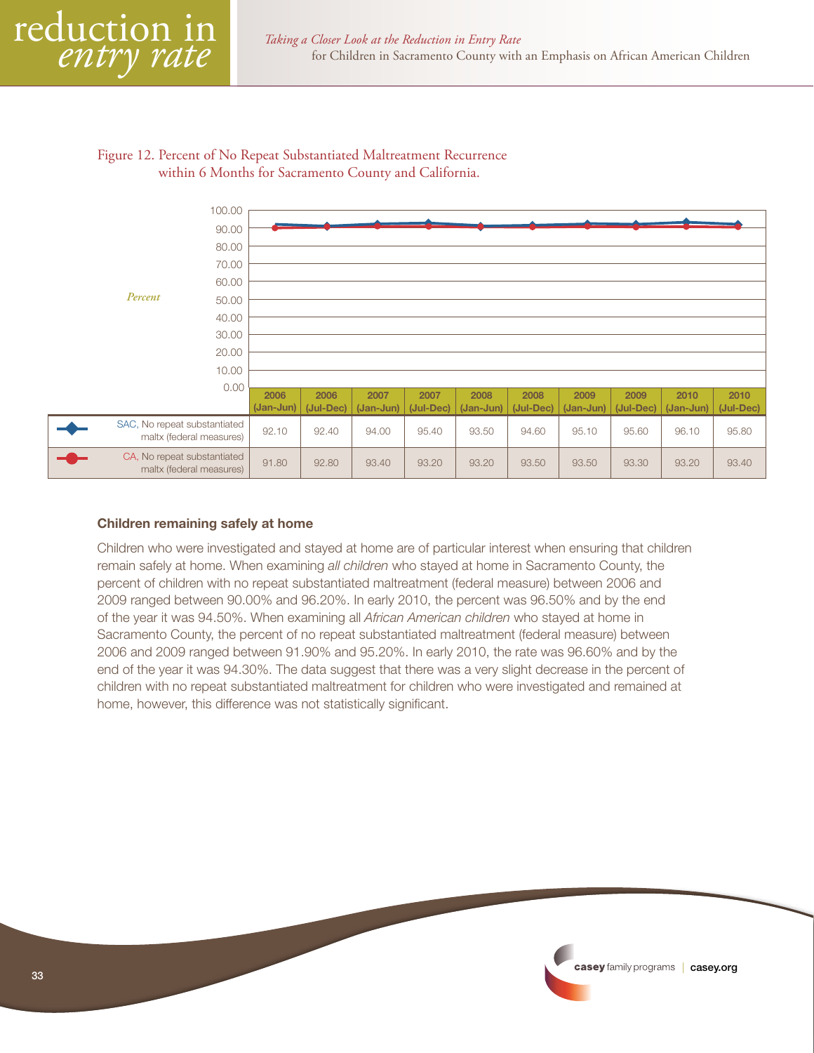Figure 12. Percent of No Repeat Substantiated Maltreatment Recurrence within 6 Months for Sacramento County and California.

| | 2006 (Jan-Jun) | 2006 (Jul-Dec) | 2007 (Jan-Jun) | 2007 (Jul-Dec) | 2008 (Jan-Jun) | 2008 (Jul-Dec) | 2009 (Jan-Jun) | 2009 (Jul-Dec) | 2010 (Jan-Jun) | 2010 (Jul-Dec) |
|---|---|---|---|---|---|---|---|---|---|---|
| SAC, No repeat substantiated maltx (federal measures) | 92.10 | 92.40 | 94.00 | 95.40 | 93.50 | 94.60 | 95.10 | 95.60 | 96.10 | 95.80 |
| CA, No repeat substantiated maltx (federal measures) | 91.80 | 92.80 | 93.40 | 93.20 | 93.20 | 93.50 | 93.50 | 93.30 | 93.20 | 93.40 |

### Children remaining safely at home

Children who were investigated and stayed at home are of particular interest when ensuring that children remain safely at home. When examining *all children* who stayed at home in Sacramento County, the percent of children with no repeat substantiated maltreatment (federal measure) between 2006 and 2009 ranged between 90.00% and 96.20%. In early 2010, the percent was 96.50% and by the end of the year it was 94.50%. When examining all *African American children* who stayed at home in Sacramento County, the percent of no repeat substantiated maltreatment (federal measure) between 2006 and 2009 ranged between 91.90% and 95.20%. In early 2010, the rate was 96.60% and by the end of the year it was 94.30%. The data suggest that there was a very slight decrease in the percent of children with no repeat substantiated maltreatment for children who were investigated and remained at home, however, this difference was not statistically significant.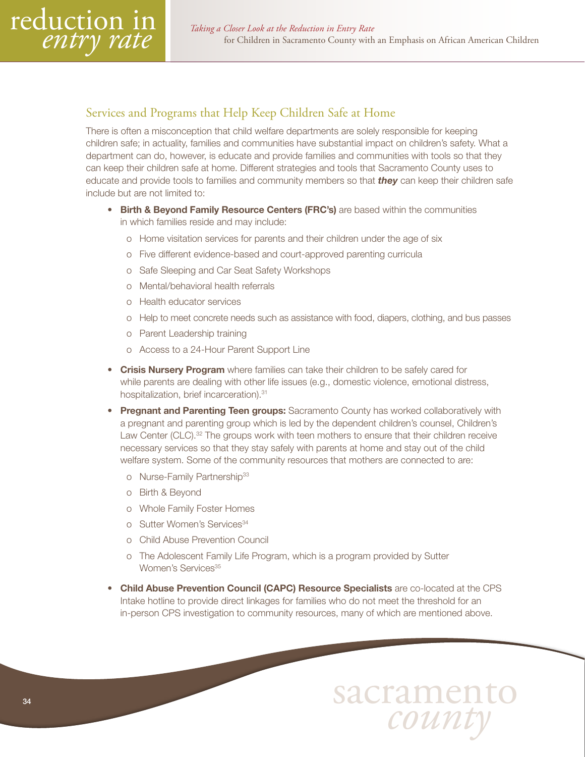## Services and Programs that Help Keep Children Safe at Home

There is often a misconception that child welfare departments are solely responsible for keeping children safe; in actuality, families and communities have substantial impact on children's safety. What a department can do, however, is educate and provide families and communities with tools so that they can keep their children safe at home. Different strategies and tools that Sacramento County uses to educate and provide tools to families and community members so that ***they*** can keep their children safe include but are not limited to:

- **Birth & Beyond Family Resource Centers (FRC's)** are based within the communities in which families reside and may include:
    - Home visitation services for parents and their children under the age of six
    - Five different evidence-based and court-approved parenting curricula
    - Safe Sleeping and Car Seat Safety Workshops
    - Mental/behavioral health referrals
    - Health educator services
    - Help to meet concrete needs such as assistance with food, diapers, clothing, and bus passes
    - Parent Leadership training
    - Access to a 24-Hour Parent Support Line
- **Crisis Nursery Program** where families can take their children to be safely cared for while parents are dealing with other life issues (e.g., domestic violence, emotional distress, hospitalization, brief incarceration).[31]
- **Pregnant and Parenting Teen groups:** Sacramento County has worked collaboratively with a pregnant and parenting group which is led by the dependent children's counsel, Children's Law Center (CLC).[32] The groups work with teen mothers to ensure that their children receive necessary services so that they stay safely with parents at home and stay out of the child welfare system. Some of the community resources that mothers are connected to are:
    - Nurse-Family Partnership[33]
    - Birth & Beyond
    - Whole Family Foster Homes
    - Sutter Women's Services[34]
    - Child Abuse Prevention Council
    - The Adolescent Family Life Program, which is a program provided by Sutter Women's Services[35]
- **Child Abuse Prevention Council (CAPC) Resource Specialists** are co-located at the CPS Intake hotline to provide direct linkages for families who do not meet the threshold for an in-person CPS investigation to community resources, many of which are mentioned above.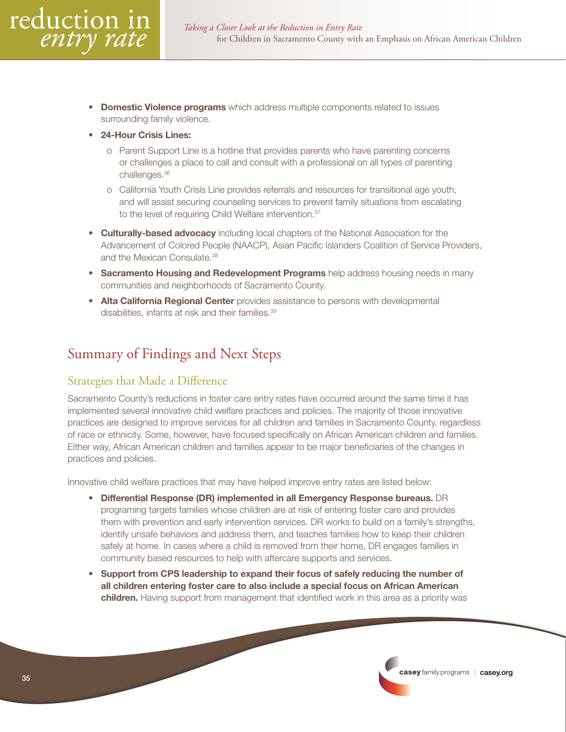- **Domestic Violence programs** which address multiple components related to issues surrounding family violence.
- **24-Hour Crisis Lines:**
  - o Parent Support Line is a hotline that provides parents who have parenting concerns or challenges a place to call and consult with a professional on all types of parenting challenges.[36]
  - o California Youth Crisis Line provides referrals and resources for transitional age youth, and will assist securing counseling services to prevent family situations from escalating to the level of requiring Child Welfare intervention.[37]
- **Culturally-based advocacy** including local chapters of the National Association for the Advancement of Colored People (NAACP), Asian Pacific Islanders Coalition of Service Providers, and the Mexican Consulate.[38]
- **Sacramento Housing and Redevelopment Programs** help address housing needs in many communities and neighborhoods of Sacramento County.
- **Alta California Regional Center** provides assistance to persons with developmental disabilities, infants at risk and their families.[39]

## Summary of Findings and Next Steps

### Strategies that Made a Difference

Sacramento County's reductions in foster care entry rates have occurred around the same time it has implemented several innovative child welfare practices and policies. The majority of those innovative practices are designed to improve services for all children and families in Sacramento County, regardless of race or ethnicity. Some, however, have focused specifically on African American children and families. Either way, African American children and families appear to be major beneficiaries of the changes in practices and policies.

Innovative child welfare practices that may have helped improve entry rates are listed below:

- **Differential Response (DR) implemented in all Emergency Response bureaus.** DR programing targets families whose children are at risk of entering foster care and provides them with prevention and early intervention services. DR works to build on a family's strengths, identify unsafe behaviors and address them, and teaches families how to keep their children safely at home. In cases where a child is removed from their home, DR engages families in community based resources to help with aftercare supports and services.
- **Support from CPS leadership to expand their focus of safely reducing the number of all children entering foster care to also include a special focus on African American children.** Having support from management that identified work in this area as a priority was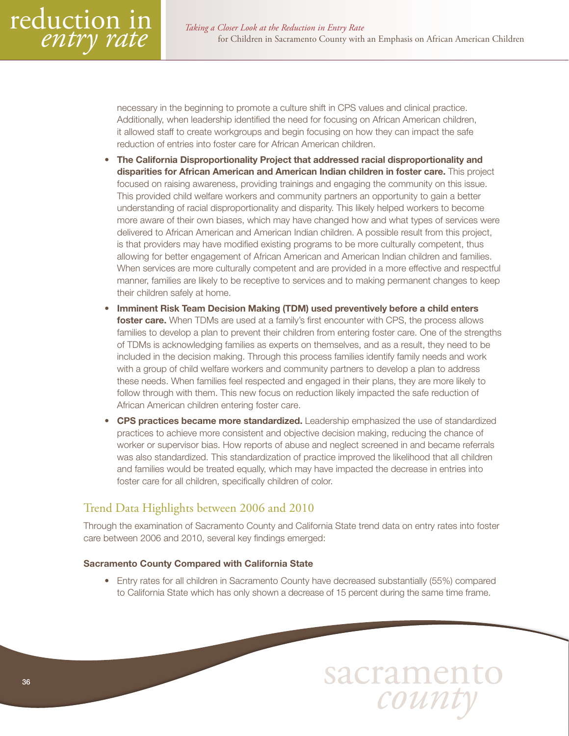necessary in the beginning to promote a culture shift in CPS values and clinical practice. Additionally, when leadership identified the need for focusing on African American children, it allowed staff to create workgroups and begin focusing on how they can impact the safe reduction of entries into foster care for African American children.

- **The California Disproportionality Project that addressed racial disproportionality and disparities for African American and American Indian children in foster care.** This project focused on raising awareness, providing trainings and engaging the community on this issue. This provided child welfare workers and community partners an opportunity to gain a better understanding of racial disproportionality and disparity. This likely helped workers to become more aware of their own biases, which may have changed how and what types of services were delivered to African American and American Indian children. A possible result from this project, is that providers may have modified existing programs to be more culturally competent, thus allowing for better engagement of African American and American Indian children and families. When services are more culturally competent and are provided in a more effective and respectful manner, families are likely to be receptive to services and to making permanent changes to keep their children safely at home.
- **Imminent Risk Team Decision Making (TDM) used preventively before a child enters foster care.** When TDMs are used at a family's first encounter with CPS, the process allows families to develop a plan to prevent their children from entering foster care. One of the strengths of TDMs is acknowledging families as experts on themselves, and as a result, they need to be included in the decision making. Through this process families identify family needs and work with a group of child welfare workers and community partners to develop a plan to address these needs. When families feel respected and engaged in their plans, they are more likely to follow through with them. This new focus on reduction likely impacted the safe reduction of African American children entering foster care.
- **CPS practices became more standardized.** Leadership emphasized the use of standardized practices to achieve more consistent and objective decision making, reducing the chance of worker or supervisor bias. How reports of abuse and neglect screened in and became referrals was also standardized. This standardization of practice improved the likelihood that all children and families would be treated equally, which may have impacted the decrease in entries into foster care for all children, specifically children of color.

## Trend Data Highlights between 2006 and 2010

Through the examination of Sacramento County and California State trend data on entry rates into foster care between 2006 and 2010, several key findings emerged:

**Sacramento County Compared with California State**

- Entry rates for all children in Sacramento County have decreased substantially (55%) compared to California State which has only shown a decrease of 15 percent during the same time frame.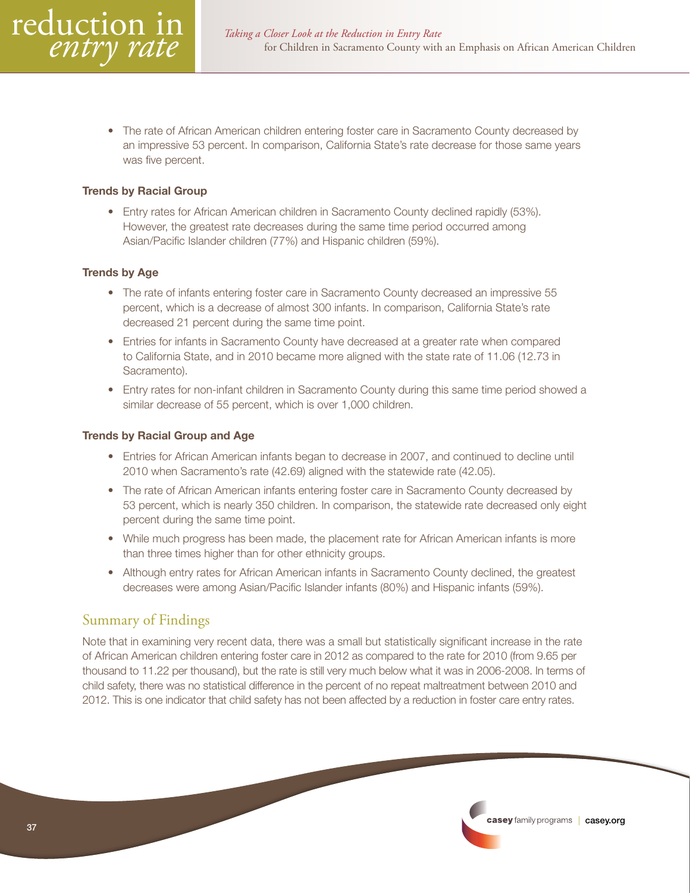- The rate of African American children entering foster care in Sacramento County decreased by an impressive 53 percent. In comparison, California State's rate decrease for those same years was five percent.

**Trends by Racial Group**

- Entry rates for African American children in Sacramento County declined rapidly (53%). However, the greatest rate decreases during the same time period occurred among Asian/Pacific Islander children (77%) and Hispanic children (59%).

**Trends by Age**

- The rate of infants entering foster care in Sacramento County decreased an impressive 55 percent, which is a decrease of almost 300 infants. In comparison, California State's rate decreased 21 percent during the same time point.
- Entries for infants in Sacramento County have decreased at a greater rate when compared to California State, and in 2010 became more aligned with the state rate of 11.06 (12.73 in Sacramento).
- Entry rates for non-infant children in Sacramento County during this same time period showed a similar decrease of 55 percent, which is over 1,000 children.

**Trends by Racial Group and Age**

- Entries for African American infants began to decrease in 2007, and continued to decline until 2010 when Sacramento's rate (42.69) aligned with the statewide rate (42.05).
- The rate of African American infants entering foster care in Sacramento County decreased by 53 percent, which is nearly 350 children. In comparison, the statewide rate decreased only eight percent during the same time point.
- While much progress has been made, the placement rate for African American infants is more than three times higher than for other ethnicity groups.
- Although entry rates for African American infants in Sacramento County declined, the greatest decreases were among Asian/Pacific Islander infants (80%) and Hispanic infants (59%).

## Summary of Findings

Note that in examining very recent data, there was a small but statistically significant increase in the rate of African American children entering foster care in 2012 as compared to the rate for 2010 (from 9.65 per thousand to 11.22 per thousand), but the rate is still very much below what it was in 2006-2008. In terms of child safety, there was no statistical difference in the percent of no repeat maltreatment between 2010 and 2012. This is one indicator that child safety has not been affected by a reduction in foster care entry rates.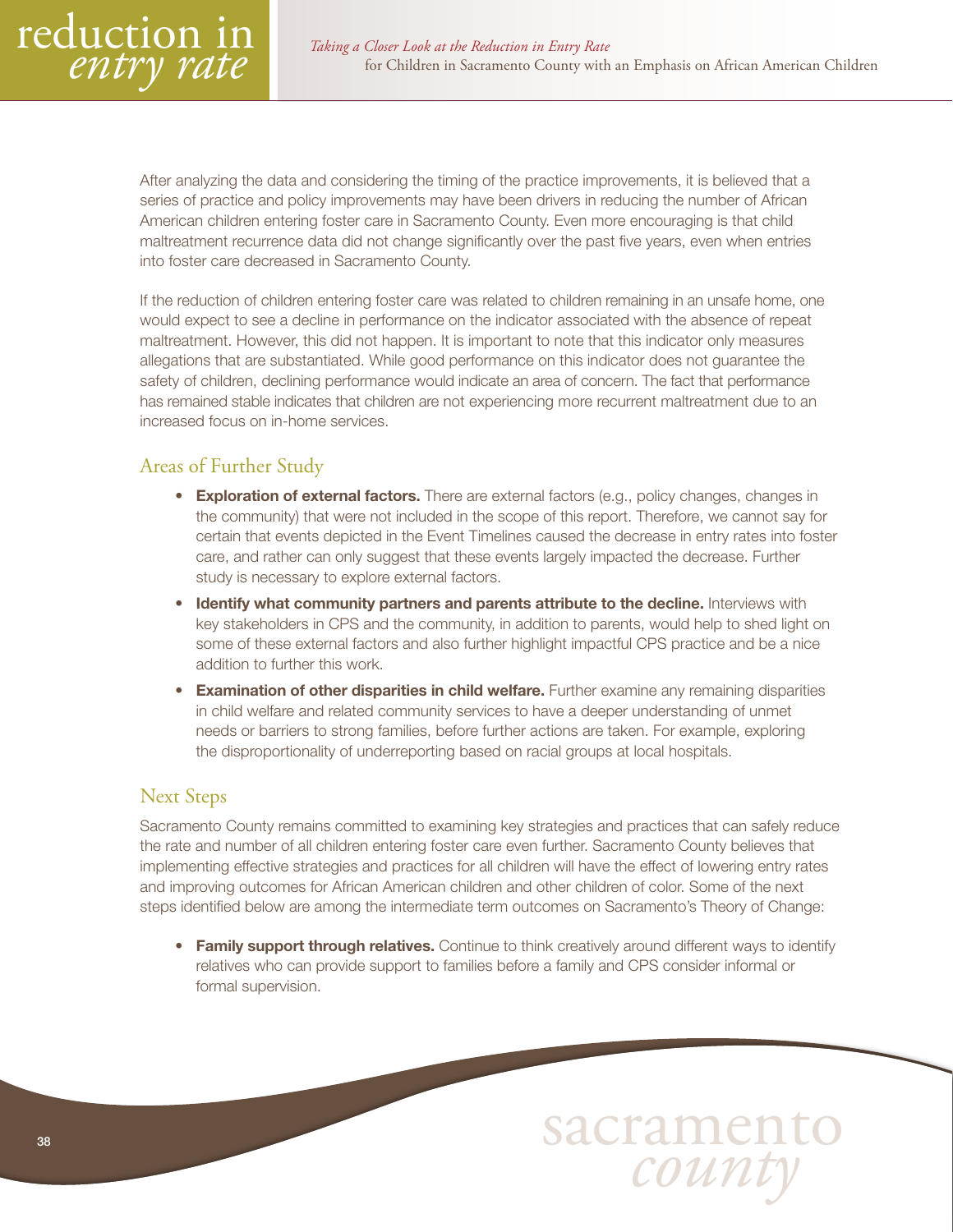After analyzing the data and considering the timing of the practice improvements, it is believed that a series of practice and policy improvements may have been drivers in reducing the number of African American children entering foster care in Sacramento County. Even more encouraging is that child maltreatment recurrence data did not change significantly over the past five years, even when entries into foster care decreased in Sacramento County.

If the reduction of children entering foster care was related to children remaining in an unsafe home, one would expect to see a decline in performance on the indicator associated with the absence of repeat maltreatment. However, this did not happen. It is important to note that this indicator only measures allegations that are substantiated. While good performance on this indicator does not guarantee the safety of children, declining performance would indicate an area of concern. The fact that performance has remained stable indicates that children are not experiencing more recurrent maltreatment due to an increased focus on in-home services.

## Areas of Further Study

- **Exploration of external factors.** There are external factors (e.g., policy changes, changes in the community) that were not included in the scope of this report. Therefore, we cannot say for certain that events depicted in the Event Timelines caused the decrease in entry rates into foster care, and rather can only suggest that these events largely impacted the decrease. Further study is necessary to explore external factors.
- **Identify what community partners and parents attribute to the decline.** Interviews with key stakeholders in CPS and the community, in addition to parents, would help to shed light on some of these external factors and also further highlight impactful CPS practice and be a nice addition to further this work.
- **Examination of other disparities in child welfare.** Further examine any remaining disparities in child welfare and related community services to have a deeper understanding of unmet needs or barriers to strong families, before further actions are taken. For example, exploring the disproportionality of underreporting based on racial groups at local hospitals.

## Next Steps

Sacramento County remains committed to examining key strategies and practices that can safely reduce the rate and number of all children entering foster care even further. Sacramento County believes that implementing effective strategies and practices for all children will have the effect of lowering entry rates and improving outcomes for African American children and other children of color. Some of the next steps identified below are among the intermediate term outcomes on Sacramento's Theory of Change:

- **Family support through relatives.** Continue to think creatively around different ways to identify relatives who can provide support to families before a family and CPS consider informal or formal supervision.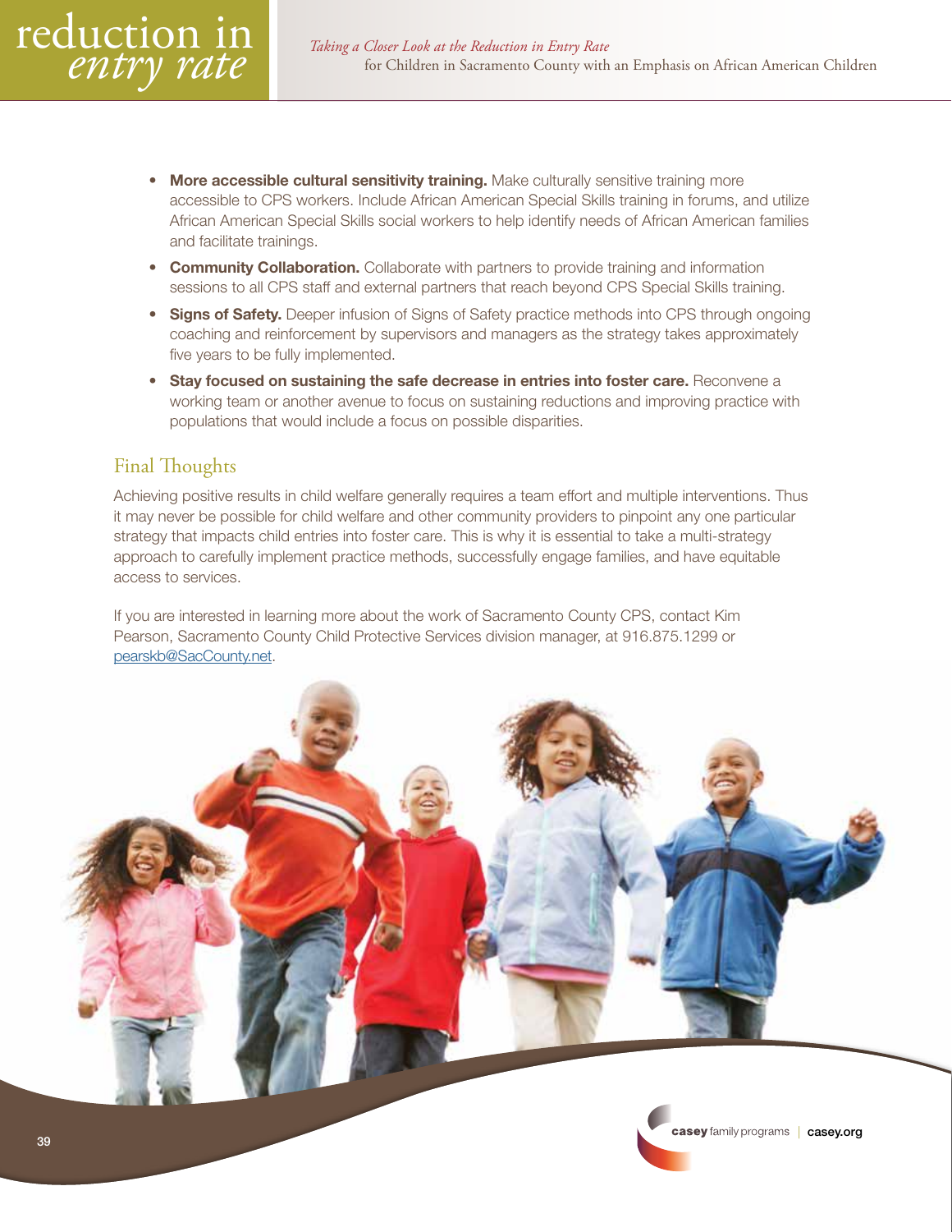- **More accessible cultural sensitivity training.** Make culturally sensitive training more accessible to CPS workers. Include African American Special Skills training in forums, and utilize African American Special Skills social workers to help identify needs of African American families and facilitate trainings.
- **Community Collaboration.** Collaborate with partners to provide training and information sessions to all CPS staff and external partners that reach beyond CPS Special Skills training.
- **Signs of Safety.** Deeper infusion of Signs of Safety practice methods into CPS through ongoing coaching and reinforcement by supervisors and managers as the strategy takes approximately five years to be fully implemented.
- **Stay focused on sustaining the safe decrease in entries into foster care.** Reconvene a working team or another avenue to focus on sustaining reductions and improving practice with populations that would include a focus on possible disparities.

## Final Thoughts

Achieving positive results in child welfare generally requires a team effort and multiple interventions. Thus it may never be possible for child welfare and other community providers to pinpoint any one particular strategy that impacts child entries into foster care. This is why it is essential to take a multi-strategy approach to carefully implement practice methods, successfully engage families, and have equitable access to services.

If you are interested in learning more about the work of Sacramento County CPS, contact Kim Pearson, Sacramento County Child Protective Services division manager, at 916.875.1299 or pearskb@SacCounty.net.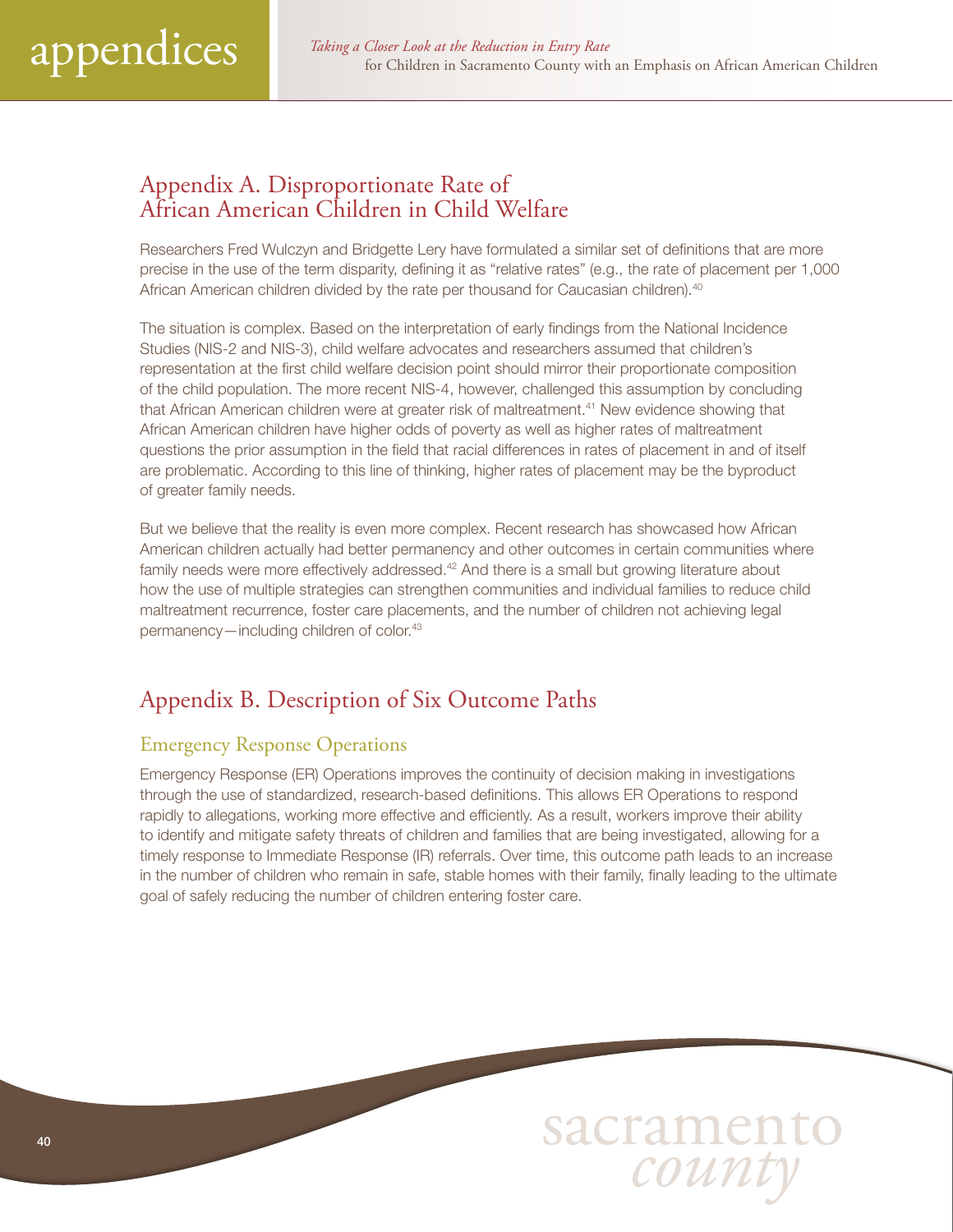## Appendix A. Disproportionate Rate of African American Children in Child Welfare

Researchers Fred Wulczyn and Bridgette Lery have formulated a similar set of definitions that are more precise in the use of the term disparity, defining it as "relative rates" (e.g., the rate of placement per 1,000 African American children divided by the rate per thousand for Caucasian children).[40]

The situation is complex. Based on the interpretation of early findings from the National Incidence Studies (NIS-2 and NIS-3), child welfare advocates and researchers assumed that children's representation at the first child welfare decision point should mirror their proportionate composition of the child population. The more recent NIS-4, however, challenged this assumption by concluding that African American children were at greater risk of maltreatment.[41] New evidence showing that African American children have higher odds of poverty as well as higher rates of maltreatment questions the prior assumption in the field that racial differences in rates of placement in and of itself are problematic. According to this line of thinking, higher rates of placement may be the byproduct of greater family needs.

But we believe that the reality is even more complex. Recent research has showcased how African American children actually had better permanency and other outcomes in certain communities where family needs were more effectively addressed.[42] And there is a small but growing literature about how the use of multiple strategies can strengthen communities and individual families to reduce child maltreatment recurrence, foster care placements, and the number of children not achieving legal permanency—including children of color.[43]

## Appendix B. Description of Six Outcome Paths

### Emergency Response Operations

Emergency Response (ER) Operations improves the continuity of decision making in investigations through the use of standardized, research-based definitions. This allows ER Operations to respond rapidly to allegations, working more effective and efficiently. As a result, workers improve their ability to identify and mitigate safety threats of children and families that are being investigated, allowing for a timely response to Immediate Response (IR) referrals. Over time, this outcome path leads to an increase in the number of children who remain in safe, stable homes with their family, finally leading to the ultimate goal of safely reducing the number of children entering foster care.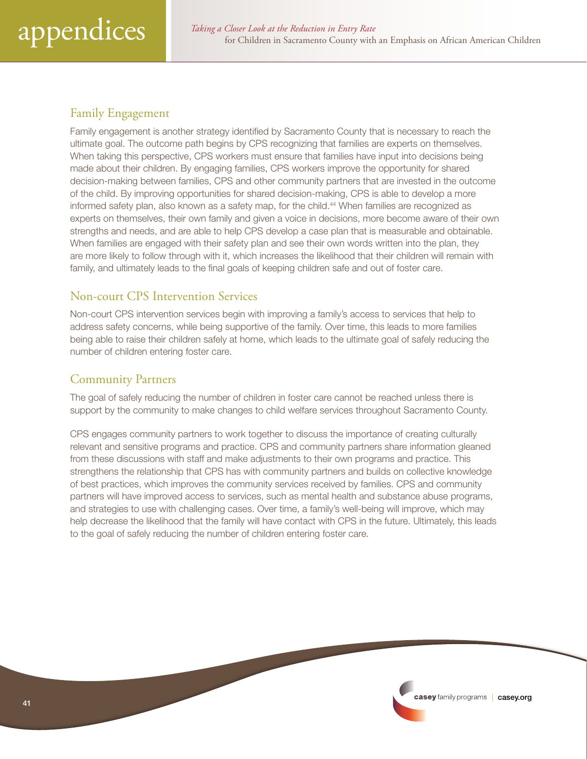## Family Engagement

Family engagement is another strategy identified by Sacramento County that is necessary to reach the ultimate goal. The outcome path begins by CPS recognizing that families are experts on themselves. When taking this perspective, CPS workers must ensure that families have input into decisions being made about their children. By engaging families, CPS workers improve the opportunity for shared decision-making between families, CPS and other community partners that are invested in the outcome of the child. By improving opportunities for shared decision-making, CPS is able to develop a more informed safety plan, also known as a safety map, for the child.[44] When families are recognized as experts on themselves, their own family and given a voice in decisions, more become aware of their own strengths and needs, and are able to help CPS develop a case plan that is measurable and obtainable. When families are engaged with their safety plan and see their own words written into the plan, they are more likely to follow through with it, which increases the likelihood that their children will remain with family, and ultimately leads to the final goals of keeping children safe and out of foster care.

## Non-court CPS Intervention Services

Non-court CPS intervention services begin with improving a family's access to services that help to address safety concerns, while being supportive of the family. Over time, this leads to more families being able to raise their children safely at home, which leads to the ultimate goal of safely reducing the number of children entering foster care.

## Community Partners

The goal of safely reducing the number of children in foster care cannot be reached unless there is support by the community to make changes to child welfare services throughout Sacramento County.

CPS engages community partners to work together to discuss the importance of creating culturally relevant and sensitive programs and practice. CPS and community partners share information gleaned from these discussions with staff and make adjustments to their own programs and practice. This strengthens the relationship that CPS has with community partners and builds on collective knowledge of best practices, which improves the community services received by families. CPS and community partners will have improved access to services, such as mental health and substance abuse programs, and strategies to use with challenging cases. Over time, a family's well-being will improve, which may help decrease the likelihood that the family will have contact with CPS in the future. Ultimately, this leads to the goal of safely reducing the number of children entering foster care.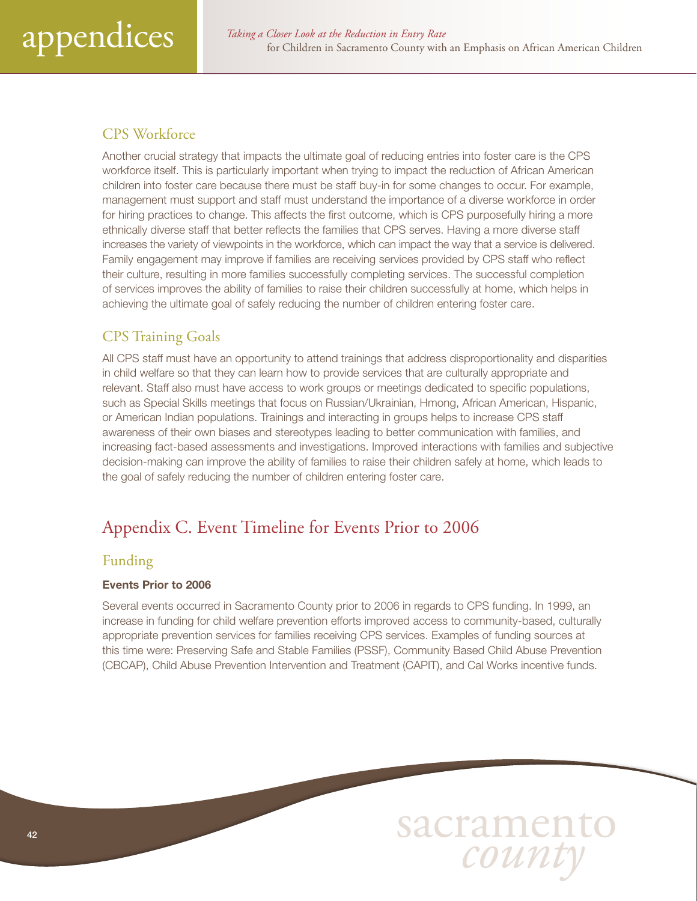## CPS Workforce

Another crucial strategy that impacts the ultimate goal of reducing entries into foster care is the CPS workforce itself. This is particularly important when trying to impact the reduction of African American children into foster care because there must be staff buy-in for some changes to occur. For example, management must support and staff must understand the importance of a diverse workforce in order for hiring practices to change. This affects the first outcome, which is CPS purposefully hiring a more ethnically diverse staff that better reflects the families that CPS serves. Having a more diverse staff increases the variety of viewpoints in the workforce, which can impact the way that a service is delivered. Family engagement may improve if families are receiving services provided by CPS staff who reflect their culture, resulting in more families successfully completing services. The successful completion of services improves the ability of families to raise their children successfully at home, which helps in achieving the ultimate goal of safely reducing the number of children entering foster care.

## CPS Training Goals

All CPS staff must have an opportunity to attend trainings that address disproportionality and disparities in child welfare so that they can learn how to provide services that are culturally appropriate and relevant. Staff also must have access to work groups or meetings dedicated to specific populations, such as Special Skills meetings that focus on Russian/Ukrainian, Hmong, African American, Hispanic, or American Indian populations. Trainings and interacting in groups helps to increase CPS staff awareness of their own biases and stereotypes leading to better communication with families, and increasing fact-based assessments and investigations. Improved interactions with families and subjective decision-making can improve the ability of families to raise their children safely at home, which leads to the goal of safely reducing the number of children entering foster care.

# Appendix C. Event Timeline for Events Prior to 2006

## Funding

**Events Prior to 2006**

Several events occurred in Sacramento County prior to 2006 in regards to CPS funding. In 1999, an increase in funding for child welfare prevention efforts improved access to community-based, culturally appropriate prevention services for families receiving CPS services. Examples of funding sources at this time were: Preserving Safe and Stable Families (PSSF), Community Based Child Abuse Prevention (CBCAP), Child Abuse Prevention Intervention and Treatment (CAPIT), and Cal Works incentive funds.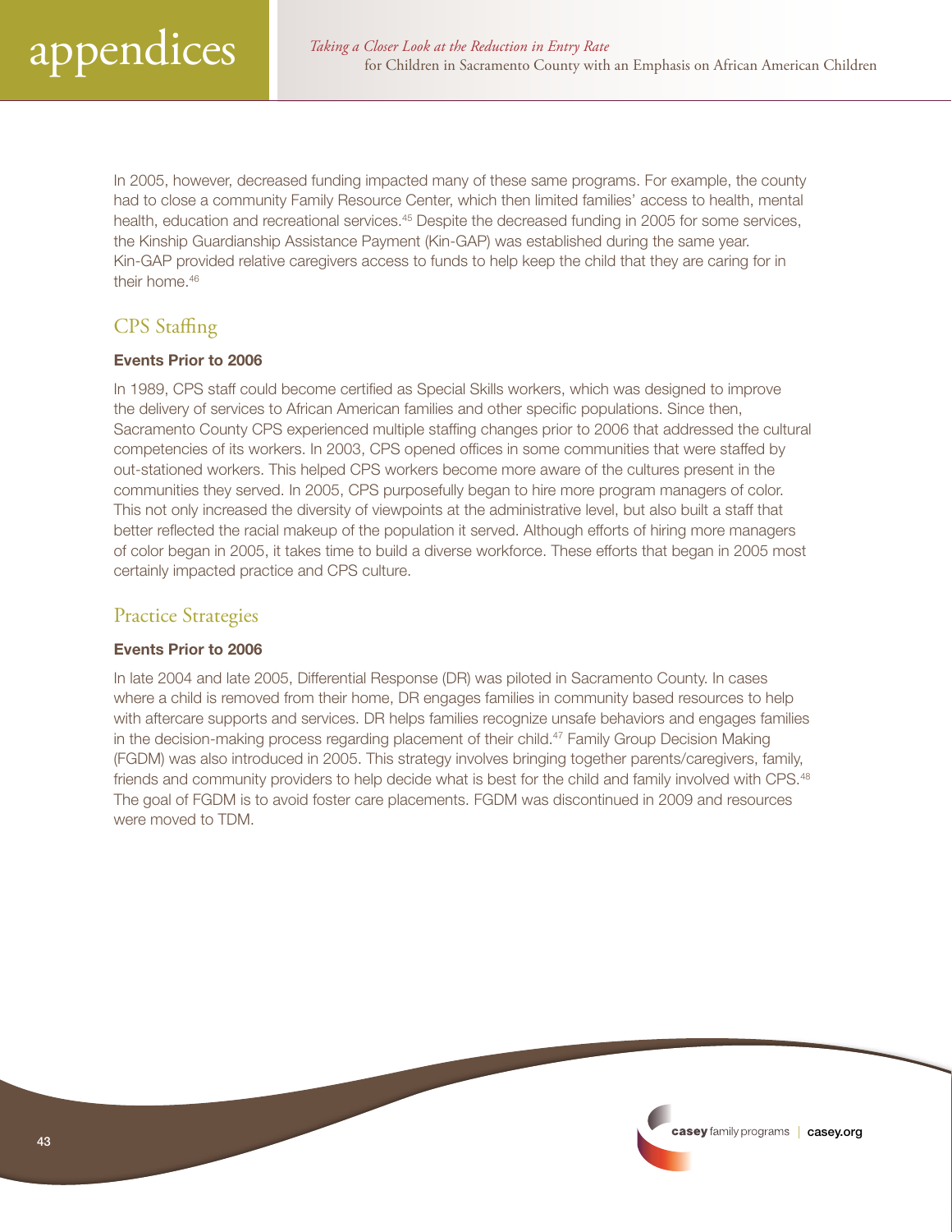In 2005, however, decreased funding impacted many of these same programs. For example, the county had to close a community Family Resource Center, which then limited families' access to health, mental health, education and recreational services.[45] Despite the decreased funding in 2005 for some services, the Kinship Guardianship Assistance Payment (Kin-GAP) was established during the same year. Kin-GAP provided relative caregivers access to funds to help keep the child that they are caring for in their home.[46]

## CPS Staffing

**Events Prior to 2006**

In 1989, CPS staff could become certified as Special Skills workers, which was designed to improve the delivery of services to African American families and other specific populations. Since then, Sacramento County CPS experienced multiple staffing changes prior to 2006 that addressed the cultural competencies of its workers. In 2003, CPS opened offices in some communities that were staffed by out-stationed workers. This helped CPS workers become more aware of the cultures present in the communities they served. In 2005, CPS purposefully began to hire more program managers of color. This not only increased the diversity of viewpoints at the administrative level, but also built a staff that better reflected the racial makeup of the population it served. Although efforts of hiring more managers of color began in 2005, it takes time to build a diverse workforce. These efforts that began in 2005 most certainly impacted practice and CPS culture.

## Practice Strategies

**Events Prior to 2006**

In late 2004 and late 2005, Differential Response (DR) was piloted in Sacramento County. In cases where a child is removed from their home, DR engages families in community based resources to help with aftercare supports and services. DR helps families recognize unsafe behaviors and engages families in the decision-making process regarding placement of their child.[47] Family Group Decision Making (FGDM) was also introduced in 2005. This strategy involves bringing together parents/caregivers, family, friends and community providers to help decide what is best for the child and family involved with CPS.[48] The goal of FGDM is to avoid foster care placements. FGDM was discontinued in 2009 and resources were moved to TDM.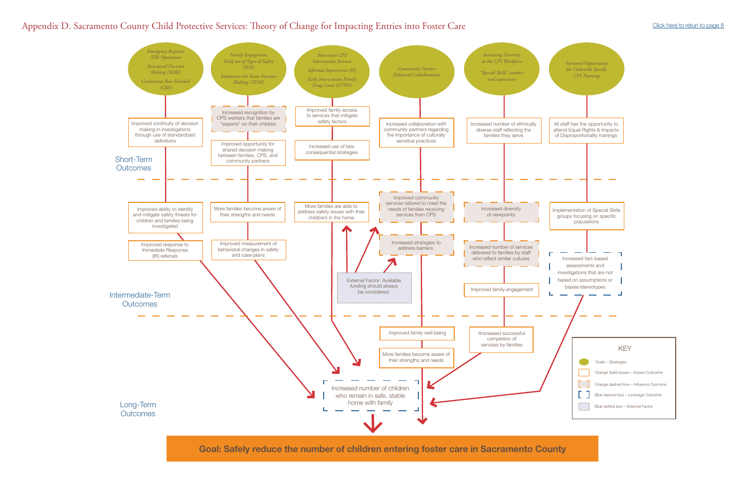# Appendix D. Sacramento County Child Protective Services: Theory of Change for Impacting Entries into Foster Care

Click here to retun to page 8

## Strategies

- *Emergency Response (ER) Operations; Structured Decision Making (SDM); Continuous Run Schedule (CRS)*
- *Family Engagement; Early use of Signs of Safety (SOS); Imminent risk Team Decision Making (TDM)*
- *Non-court CPS Intervention Services; Informal Supervision (IS); Early Intervention Family Drug Court (ETFD)*
- *Community Partner Enhanced Collaborations*
- *Increasing Diversity in the CPS Workforce; "Special Skills" workers and supervisors*
- *Increased Opportunity for Culturally Specific CPS Trainings*

## Short-Term Outcomes

- Improved continuity of decision making in investigations through use of standardized definitions
- Increased recognition by CPS workers that families are "experts" on their children
- Improved opportunity for shared decision making between families, CPS, and community partners
- Improved family access to services that mitigate safety factors
- Increased use of less consequential strategies
- Increased collaboration with community partners regarding the importance of culturally sensitive practices
- Increased number of ethnically diverse staff reflecting the families they serve
- All staff has the opportunity to attend Equal Rights & Impacts of Disproportionality trainings

## Intermediate-Term Outcomes

- Improved ability to identify and mitigate safety threats for children and families being investigated
- Improved response to Immediate Response (IR) referrals
- More families become aware of their strengths and needs
- Improved measurement of behavioral changes in safety and case plans
- More families are able to address safety issues with their child(ren) in the home
- Improved community services tailored to meet the needs of families receiving services from CPS
- Increased strategies to address barriers.
- External Factor: Available funding should always be considered.
- Increased diversity of viewpoints
- Increased number of services delivered to families by staff who reflect similar cultures
- Improved family engagement
- Implementation of Special Skills groups focusing on specific populations
- Increased fact-based assessments and investigations that are not based on assumptions or biases/stereotypes

## Long-Term Outcomes

- Improved family well-being
- More families become aware of their strengths and needs
- Itncreased successful completion of services by families
- Increased number of children who remain in safe, stable home with family

**Goal: Safely reduce the number of children entering foster care in Sacramento County**

## KEY

- Ovals – Strategies
- Orange Solid boxes – Impact Outcome
- Orange dashed box – Influence Outcome
- Blue dashed box – Leverage Outcome
- Blue dotted box – External Factor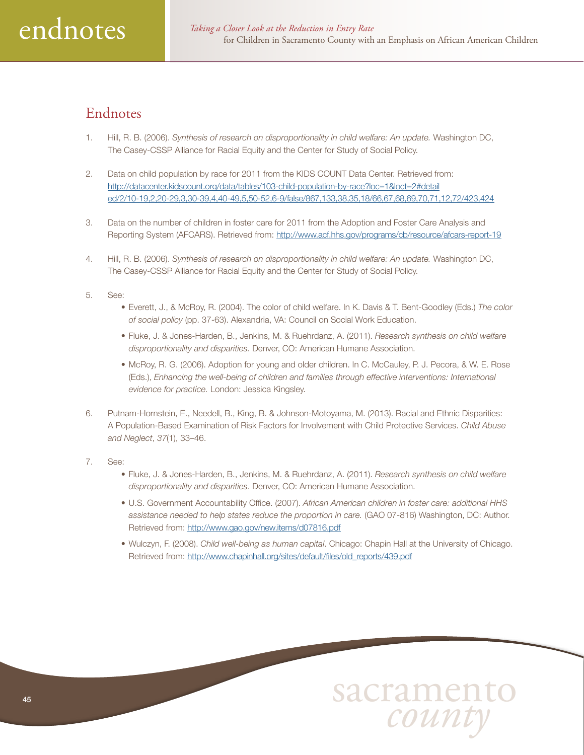## Endnotes

1. Hill, R. B. (2006). *Synthesis of research on disproportionality in child welfare: An update.* Washington DC, The Casey-CSSP Alliance for Racial Equity and the Center for Study of Social Policy.

2. Data on child population by race for 2011 from the KIDS COUNT Data Center. Retrieved from: http://datacenter.kidscount.org/data/tables/103-child-population-by-race?loc=1&loct=2#detailed/2/10-19,2,20-29,3,30-39,4,40-49,5,50-52,6-9/false/867,133,38,35,18/66,67,68,69,70,71,12,72/423,424

3. Data on the number of children in foster care for 2011 from the Adoption and Foster Care Analysis and Reporting System (AFCARS). Retrieved from: http://www.acf.hhs.gov/programs/cb/resource/afcars-report-19

4. Hill, R. B. (2006). *Synthesis of research on disproportionality in child welfare: An update.* Washington DC, The Casey-CSSP Alliance for Racial Equity and the Center for Study of Social Policy.

5. See:
   - Everett, J., & McRoy, R. (2004). The color of child welfare. In K. Davis & T. Bent-Goodley (Eds.) *The color of social policy* (pp. 37-63). Alexandria, VA: Council on Social Work Education.
   - Fluke, J. & Jones-Harden, B., Jenkins, M. & Ruehrdanz, A. (2011). *Research synthesis on child welfare disproportionality and disparities.* Denver, CO: American Humane Association.
   - McRoy, R. G. (2006). Adoption for young and older children. In C. McCauley, P. J. Pecora, & W. E. Rose (Eds.), *Enhancing the well-being of children and families through effective interventions: International evidence for practice.* London: Jessica Kingsley.

6. Putnam-Hornstein, E., Needell, B., King, B. & Johnson-Motoyama, M. (2013). Racial and Ethnic Disparities: A Population-Based Examination of Risk Factors for Involvement with Child Protective Services. *Child Abuse and Neglect*, *37*(1), 33–46.

7. See:
   - Fluke, J. & Jones-Harden, B., Jenkins, M. & Ruehrdanz, A. (2011). *Research synthesis on child welfare disproportionality and disparities*. Denver, CO: American Humane Association.
   - U.S. Government Accountability Office. (2007). *African American children in foster care: additional HHS assistance needed to help states reduce the proportion in care.* (GAO 07-816) Washington, DC: Author. Retrieved from: http://www.gao.gov/new.items/d07816.pdf
   - Wulczyn, F. (2008). *Child well-being as human capital*. Chicago: Chapin Hall at the University of Chicago. Retrieved from: http://www.chapinhall.org/sites/default/files/old_reports/439.pdf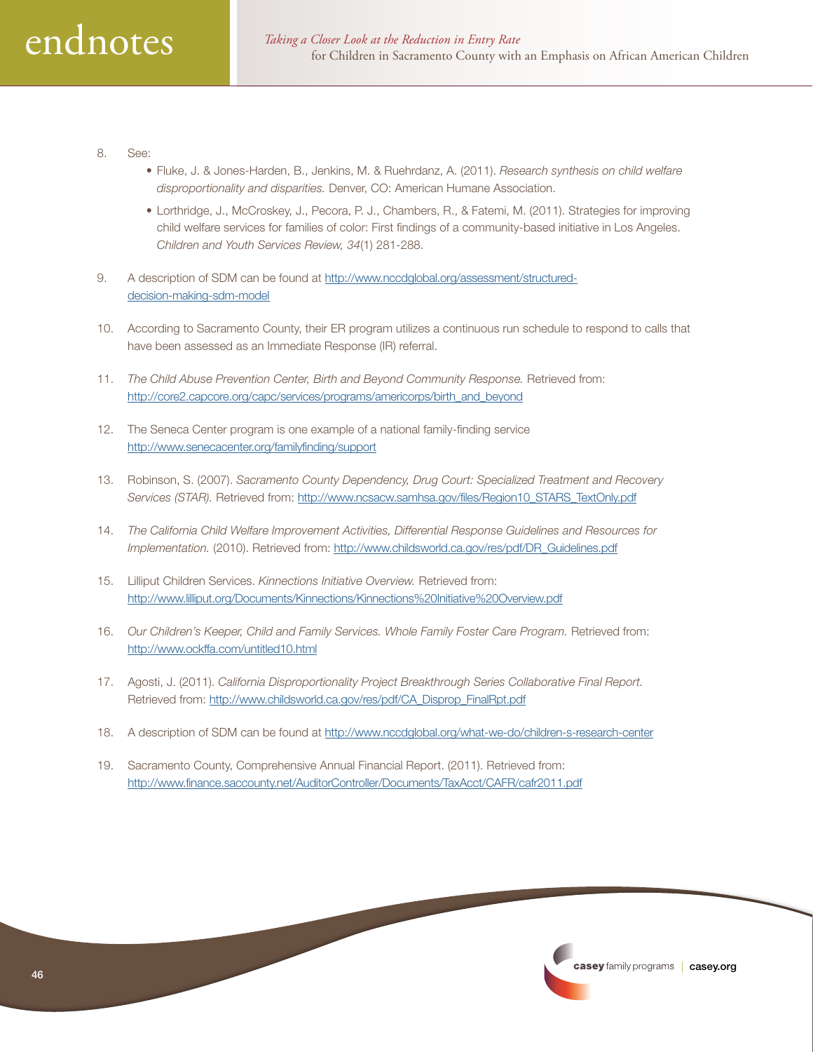# endnotes

8. See:
   - Fluke, J. & Jones-Harden, B., Jenkins, M. & Ruehrdanz, A. (2011). *Research synthesis on child welfare disproportionality and disparities.* Denver, CO: American Humane Association.
   - Lorthridge, J., McCroskey, J., Pecora, P. J., Chambers, R., & Fatemi, M. (2011). Strategies for improving child welfare services for families of color: First findings of a community-based initiative in Los Angeles. *Children and Youth Services Review, 34*(1) 281-288.

9. A description of SDM can be found at http://www.nccdglobal.org/assessment/structured-decision-making-sdm-model

10. According to Sacramento County, their ER program utilizes a continuous run schedule to respond to calls that have been assessed as an Immediate Response (IR) referral.

11. *The Child Abuse Prevention Center, Birth and Beyond Community Response.* Retrieved from: http://core2.capcore.org/capc/services/programs/americorps/birth_and_beyond

12. The Seneca Center program is one example of a national family-finding service http://www.senecacenter.org/familyfinding/support

13. Robinson, S. (2007). *Sacramento County Dependency, Drug Court: Specialized Treatment and Recovery Services (STAR).* Retrieved from: http://www.ncsacw.samhsa.gov/files/Region10_STARS_TextOnly.pdf

14. *The California Child Welfare Improvement Activities, Differential Response Guidelines and Resources for Implementation.* (2010). Retrieved from: http://www.childsworld.ca.gov/res/pdf/DR_Guidelines.pdf

15. Lilliput Children Services. *Kinnections Initiative Overview.* Retrieved from: http://www.lilliput.org/Documents/Kinnections/Kinnections%20Initiative%20Overview.pdf

16. *Our Children's Keeper, Child and Family Services. Whole Family Foster Care Program.* Retrieved from: http://www.ockffa.com/untitled10.html

17. Agosti, J. (2011). *California Disproportionality Project Breakthrough Series Collaborative Final Report.* Retrieved from: http://www.childsworld.ca.gov/res/pdf/CA_Disprop_FinalRpt.pdf

18. A description of SDM can be found at http://www.nccdglobal.org/what-we-do/children-s-research-center

19. Sacramento County, Comprehensive Annual Financial Report. (2011). Retrieved from: http://www.finance.saccounty.net/AuditorController/Documents/TaxAcct/CAFR/cafr2011.pdf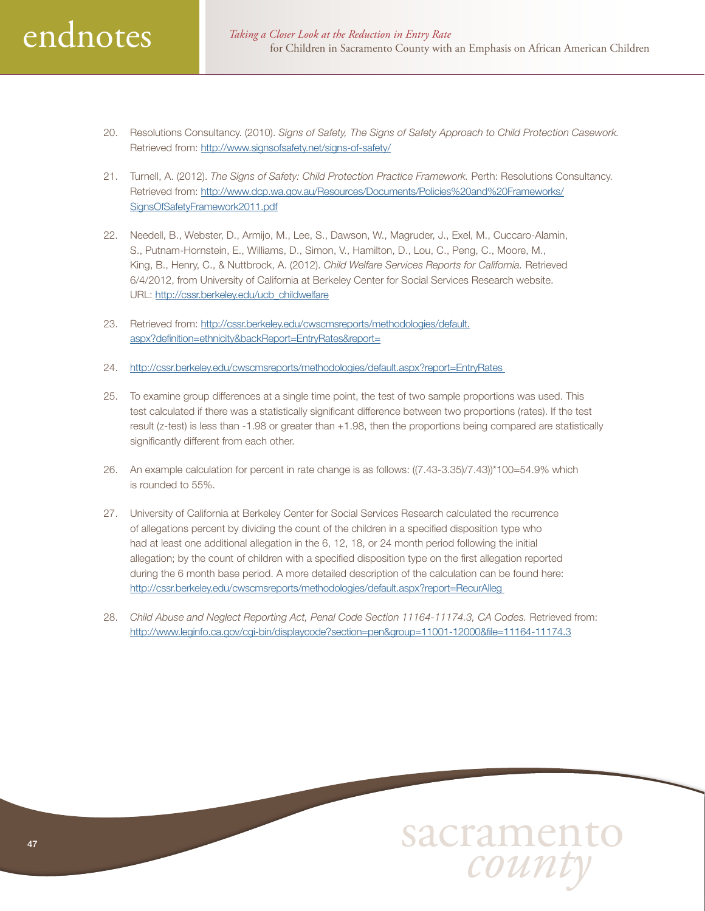# endnotes

20. Resolutions Consultancy. (2010). *Signs of Safety, The Signs of Safety Approach to Child Protection Casework.* Retrieved from: http://www.signsofsafety.net/signs-of-safety/

21. Turnell, A. (2012). *The Signs of Safety: Child Protection Practice Framework.* Perth: Resolutions Consultancy. Retrieved from: http://www.dcp.wa.gov.au/Resources/Documents/Policies%20and%20Frameworks/SignsOfSafetyFramework2011.pdf

22. Needell, B., Webster, D., Armijo, M., Lee, S., Dawson, W., Magruder, J., Exel, M., Cuccaro-Alamin, S., Putnam-Hornstein, E., Williams, D., Simon, V., Hamilton, D., Lou, C., Peng, C., Moore, M., King, B., Henry, C., & Nuttbrock, A. (2012). *Child Welfare Services Reports for California.* Retrieved 6/4/2012, from University of California at Berkeley Center for Social Services Research website. URL: http://cssr.berkeley.edu/ucb_childwelfare

23. Retrieved from: http://cssr.berkeley.edu/cwscmsreports/methodologies/default.aspx?definition=ethnicity&backReport=EntryRates&report=

24. http://cssr.berkeley.edu/cwscmsreports/methodologies/default.aspx?report=EntryRates

25. To examine group differences at a single time point, the test of two sample proportions was used. This test calculated if there was a statistically significant difference between two proportions (rates). If the test result (z-test) is less than -1.98 or greater than +1.98, then the proportions being compared are statistically significantly different from each other.

26. An example calculation for percent in rate change is as follows: ((7.43-3.35)/7.43))*100=54.9% which is rounded to 55%.

27. University of California at Berkeley Center for Social Services Research calculated the recurrence of allegations percent by dividing the count of the children in a specified disposition type who had at least one additional allegation in the 6, 12, 18, or 24 month period following the initial allegation; by the count of children with a specified disposition type on the first allegation reported during the 6 month base period. A more detailed description of the calculation can be found here: http://cssr.berkeley.edu/cwscmsreports/methodologies/default.aspx?report=RecurAlleg

28. *Child Abuse and Neglect Reporting Act, Penal Code Section 11164-11174.3, CA Codes.* Retrieved from: http://www.leginfo.ca.gov/cgi-bin/displaycode?section=pen&group=11001-12000&file=11164-11174.3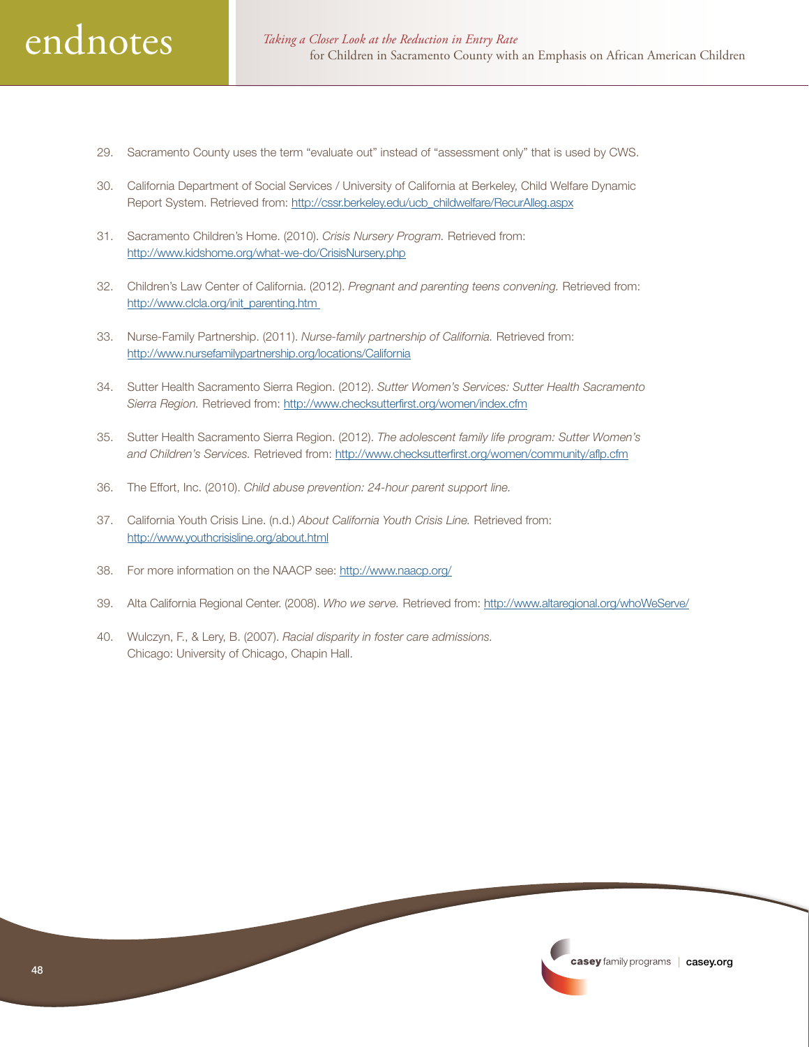# endnotes

29. Sacramento County uses the term “evaluate out” instead of “assessment only” that is used by CWS.

30. California Department of Social Services / University of California at Berkeley, Child Welfare Dynamic Report System. Retrieved from: http://cssr.berkeley.edu/ucb_childwelfare/RecurAlleg.aspx

31. Sacramento Children’s Home. (2010). *Crisis Nursery Program.* Retrieved from: http://www.kidshome.org/what-we-do/CrisisNursery.php

32. Children’s Law Center of California. (2012). *Pregnant and parenting teens convening.* Retrieved from: http://www.clcla.org/init_parenting.htm

33. Nurse-Family Partnership. (2011). *Nurse-family partnership of California.* Retrieved from: http://www.nursefamilypartnership.org/locations/California

34. Sutter Health Sacramento Sierra Region. (2012). *Sutter Women’s Services: Sutter Health Sacramento Sierra Region.* Retrieved from: http://www.checksutterfirst.org/women/index.cfm

35. Sutter Health Sacramento Sierra Region. (2012). *The adolescent family life program: Sutter Women’s and Children’s Services.* Retrieved from: http://www.checksutterfirst.org/women/community/aflp.cfm

36. The Effort, Inc. (2010). *Child abuse prevention: 24-hour parent support line.*

37. California Youth Crisis Line. (n.d.) *About California Youth Crisis Line.* Retrieved from: http://www.youthcrisisline.org/about.html

38. For more information on the NAACP see: http://www.naacp.org/

39. Alta California Regional Center. (2008). *Who we serve.* Retrieved from: http://www.altaregional.org/whoWeServe/

40. Wulczyn, F., & Lery, B. (2007). *Racial disparity in foster care admissions.* Chicago: University of Chicago, Chapin Hall.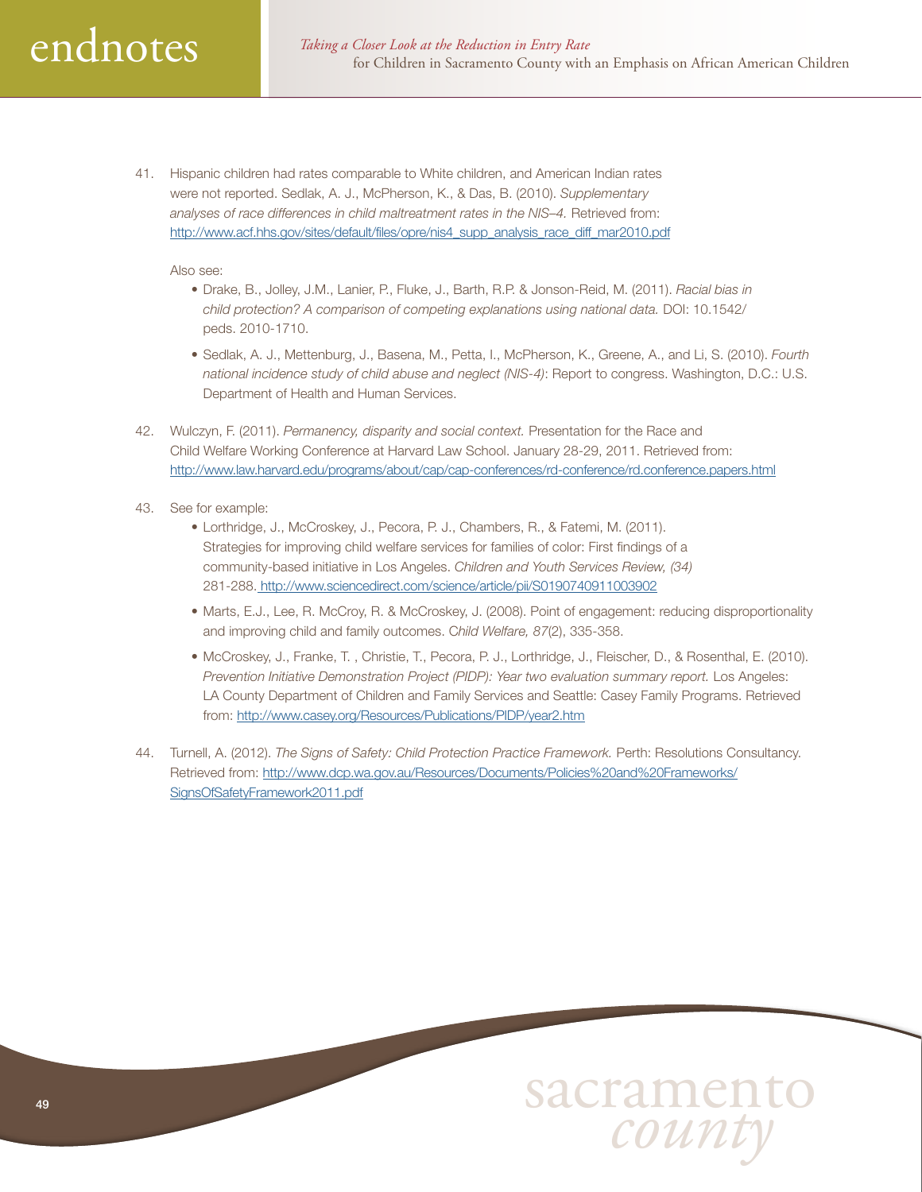# endnotes

41. Hispanic children had rates comparable to White children, and American Indian rates were not reported. Sedlak, A. J., McPherson, K., & Das, B. (2010). *Supplementary analyses of race differences in child maltreatment rates in the NIS–4.* Retrieved from: http://www.acf.hhs.gov/sites/default/files/opre/nis4_supp_analysis_race_diff_mar2010.pdf

    Also see:

    - Drake, B., Jolley, J.M., Lanier, P., Fluke, J., Barth, R.P. & Jonson-Reid, M. (2011). *Racial bias in child protection? A comparison of competing explanations using national data.* DOI: 10.1542/ peds. 2010-1710.
    - Sedlak, A. J., Mettenburg, J., Basena, M., Petta, I., McPherson, K., Greene, A., and Li, S. (2010). *Fourth national incidence study of child abuse and neglect (NIS-4)*: Report to congress. Washington, D.C.: U.S. Department of Health and Human Services.

42. Wulczyn, F. (2011). *Permanency, disparity and social context.* Presentation for the Race and Child Welfare Working Conference at Harvard Law School. January 28-29, 2011. Retrieved from: http://www.law.harvard.edu/programs/about/cap/cap-conferences/rd-conference/rd.conference.papers.html

43. See for example:

    - Lorthridge, J., McCroskey, J., Pecora, P. J., Chambers, R., & Fatemi, M. (2011). Strategies for improving child welfare services for families of color: First findings of a community-based initiative in Los Angeles. *Children and Youth Services Review, (34)* 281-288. http://www.sciencedirect.com/science/article/pii/S0190740911003902
    - Marts, E.J., Lee, R. McCroy, R. & McCroskey, J. (2008). Point of engagement: reducing disproportionality and improving child and family outcomes. *Child Welfare, 87*(2), 335-358.
    - McCroskey, J., Franke, T. , Christie, T., Pecora, P. J., Lorthridge, J., Fleischer, D., & Rosenthal, E. (2010). *Prevention Initiative Demonstration Project (PIDP): Year two evaluation summary report.* Los Angeles: LA County Department of Children and Family Services and Seattle: Casey Family Programs. Retrieved from: http://www.casey.org/Resources/Publications/PIDP/year2.htm

44. Turnell, A. (2012). *The Signs of Safety: Child Protection Practice Framework.* Perth: Resolutions Consultancy. Retrieved from: http://www.dcp.wa.gov.au/Resources/Documents/Policies%20and%20Frameworks/SignsOfSafetyFramework2011.pdf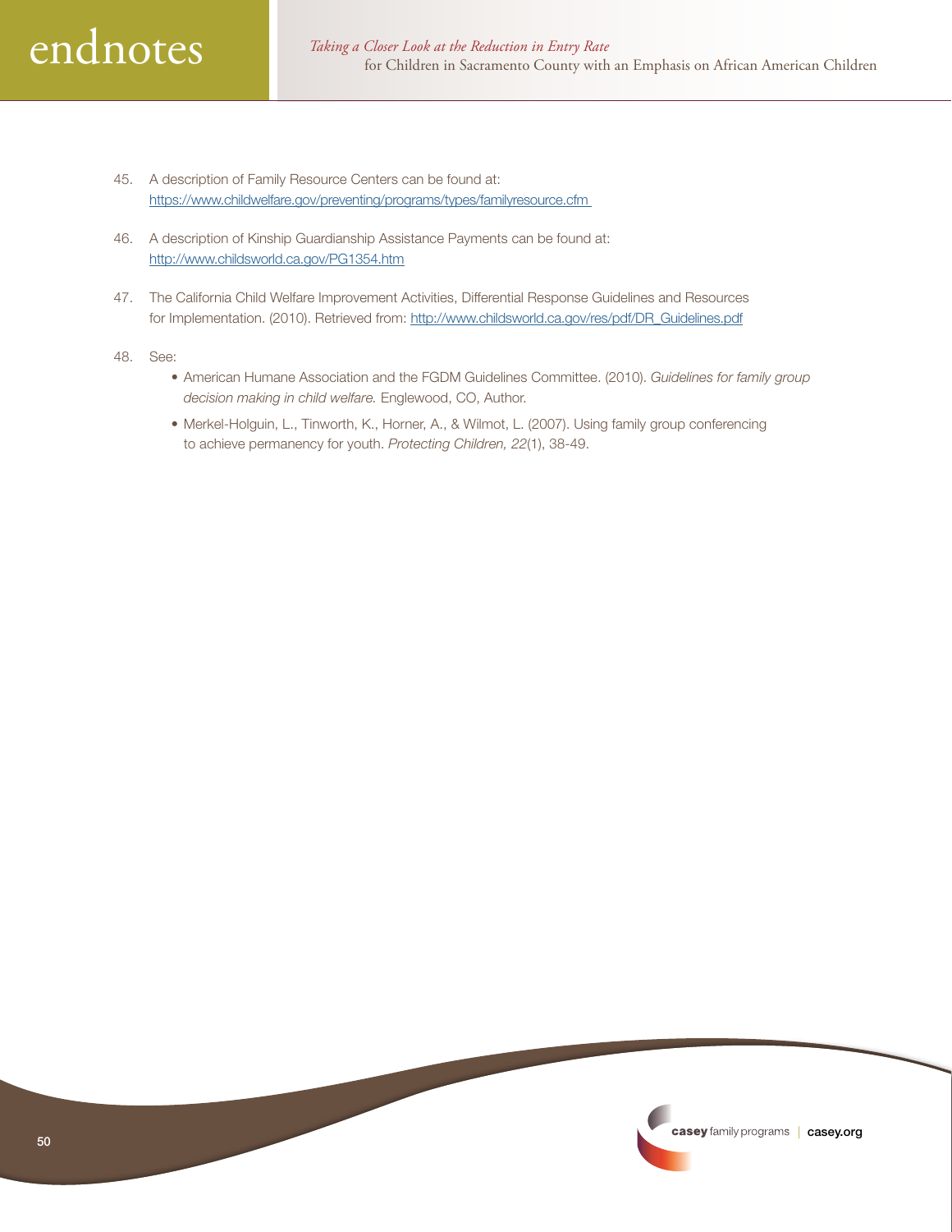45. A description of Family Resource Centers can be found at: https://www.childwelfare.gov/preventing/programs/types/familyresource.cfm

46. A description of Kinship Guardianship Assistance Payments can be found at: http://www.childsworld.ca.gov/PG1354.htm

47. The California Child Welfare Improvement Activities, Differential Response Guidelines and Resources for Implementation. (2010). Retrieved from: http://www.childsworld.ca.gov/res/pdf/DR_Guidelines.pdf

48. See:
    - American Humane Association and the FGDM Guidelines Committee. (2010). *Guidelines for family group decision making in child welfare.* Englewood, CO, Author.
    - Merkel-Holguin, L., Tinworth, K., Horner, A., & Wilmot, L. (2007). Using family group conferencing to achieve permanency for youth. *Protecting Children, 22*(1), 38-49.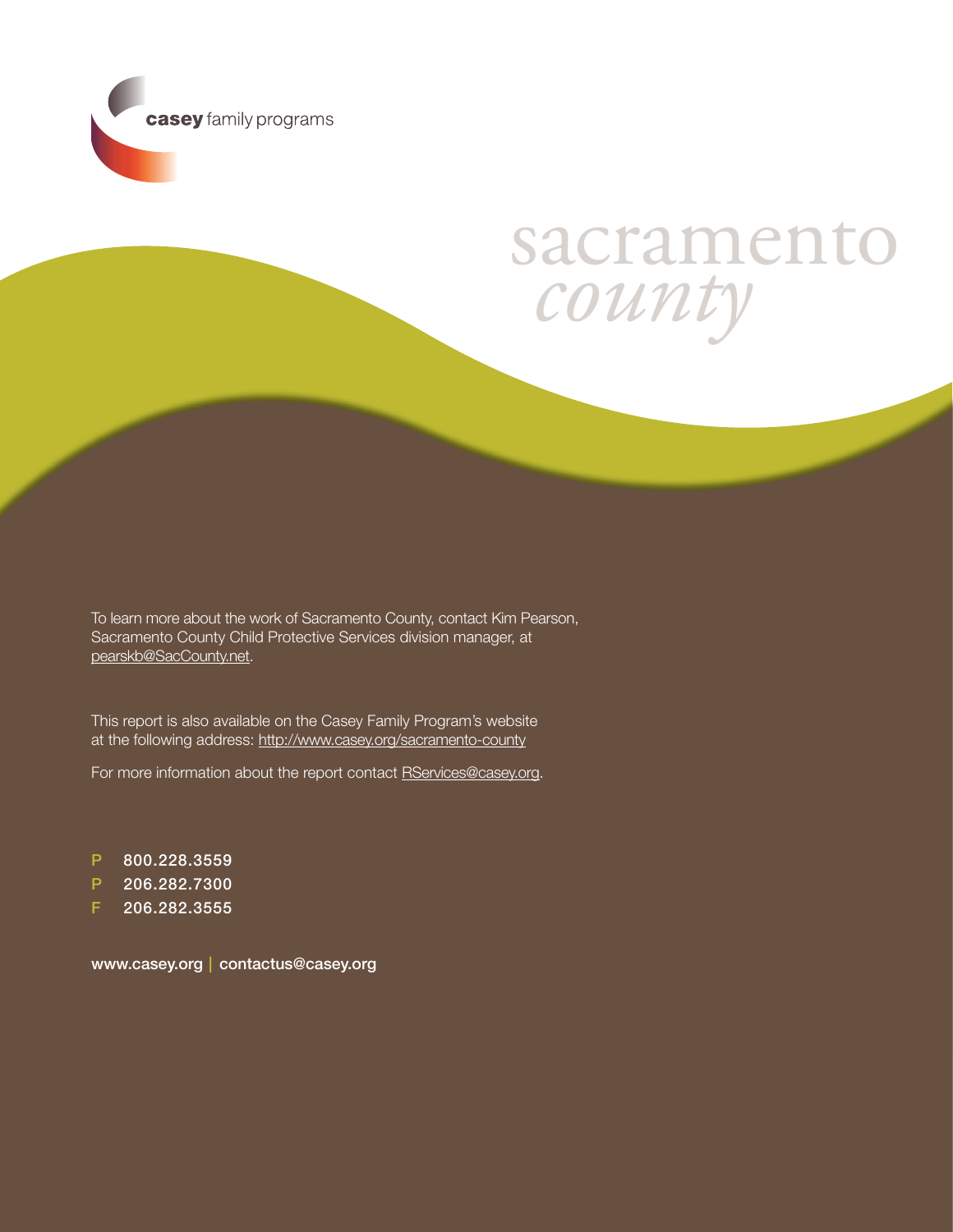casey family programs

# sacramento *county*

To learn more about the work of Sacramento County, contact Kim Pearson, Sacramento County Child Protective Services division manager, at pearskb@SacCounty.net.

This report is also available on the Casey Family Program's website at the following address: http://www.casey.org/sacramento-county

For more information about the report contact RServices@casey.org.

P 800.228.3559
P 206.282.7300
F 206.282.3555

**www.casey.org | contactus@casey.org**